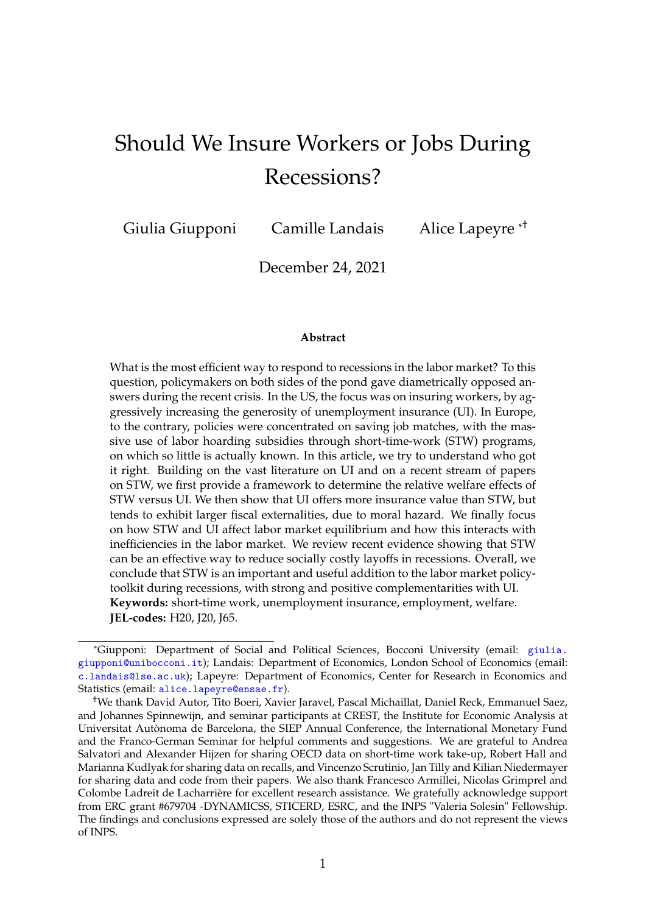# Should We Insure Workers or Jobs During Recessions?

Giulia Giupponi  Camille Landais  Alice Lapeyre [*,†]

December 24, 2021

### Abstract

What is the most efficient way to respond to recessions in the labor market? To this question, policymakers on both sides of the pond gave diametrically opposed answers during the recent crisis. In the US, the focus was on insuring workers, by aggressively increasing the generosity of unemployment insurance (UI). In Europe, to the contrary, policies were concentrated on saving job matches, with the massive use of labor hoarding subsidies through short-time-work (STW) programs, on which so little is actually known. In this article, we try to understand who got it right. Building on the vast literature on UI and on a recent stream of papers on STW, we first provide a framework to determine the relative welfare effects of STW versus UI. We then show that UI offers more insurance value than STW, but tends to exhibit larger fiscal externalities, due to moral hazard. We finally focus on how STW and UI affect labor market equilibrium and how this interacts with inefficiencies in the labor market. We review recent evidence showing that STW can be an effective way to reduce socially costly layoffs in recessions. Overall, we conclude that STW is an important and useful addition to the labor market policy-toolkit during recessions, with strong and positive complementarities with UI.

**Keywords:** short-time work, unemployment insurance, employment, welfare.

**JEL-codes:** H20, J20, J65.

---

[*] Giupponi: Department of Social and Political Sciences, Bocconi University (email: giulia.giupponi@unibocconi.it); Landais: Department of Economics, London School of Economics (email: c.landais@lse.ac.uk); Lapeyre: Department of Economics, Center for Research in Economics and Statistics (email: alice.lapeyre@ensae.fr).

[†] We thank David Autor, Tito Boeri, Xavier Jaravel, Pascal Michaillat, Daniel Reck, Emmanuel Saez, and Johannes Spinnewijn, and seminar participants at CREST, the Institute for Economic Analysis at Universitat Autònoma de Barcelona, the SIEP Annual Conference, the International Monetary Fund and the Franco-German Seminar for helpful comments and suggestions. We are grateful to Andrea Salvatori and Alexander Hijzen for sharing OECD data on short-time work take-up, Robert Hall and Marianna Kudlyak for sharing data on recalls, and Vincenzo Scrutinio, Jan Tilly and Kilian Niedermayer for sharing data and code from their papers. We also thank Francesco Armillei, Nicolas Grimprel and Colombe Ladreit de Lacharrière for excellent research assistance. We gratefully acknowledge support from ERC grant #679704 -DYNAMICSS, STICERD, ESRC, and the INPS "Valeria Solesin" Fellowship. The findings and conclusions expressed are solely those of the authors and do not represent the views of INPS.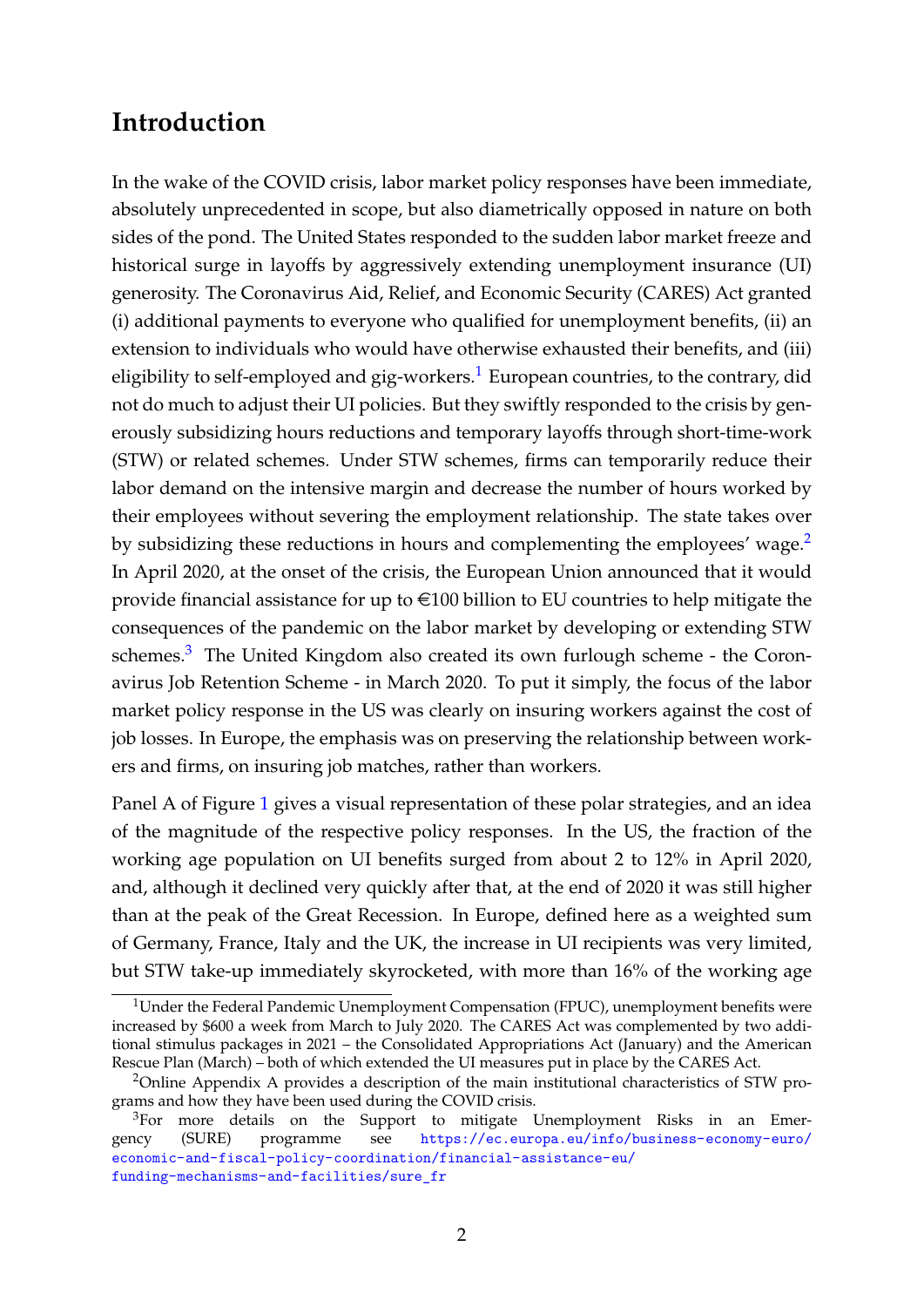# Introduction

In the wake of the COVID crisis, labor market policy responses have been immediate, absolutely unprecedented in scope, but also diametrically opposed in nature on both sides of the pond. The United States responded to the sudden labor market freeze and historical surge in layoffs by aggressively extending unemployment insurance (UI) generosity. The Coronavirus Aid, Relief, and Economic Security (CARES) Act granted (i) additional payments to everyone who qualified for unemployment benefits, (ii) an extension to individuals who would have otherwise exhausted their benefits, and (iii) eligibility to self-employed and gig-workers.[1] European countries, to the contrary, did not do much to adjust their UI policies. But they swiftly responded to the crisis by generously subsidizing hours reductions and temporary layoffs through short-time-work (STW) or related schemes. Under STW schemes, firms can temporarily reduce their labor demand on the intensive margin and decrease the number of hours worked by their employees without severing the employment relationship. The state takes over by subsidizing these reductions in hours and complementing the employees' wage.[2] In April 2020, at the onset of the crisis, the European Union announced that it would provide financial assistance for up to €100 billion to EU countries to help mitigate the consequences of the pandemic on the labor market by developing or extending STW schemes.[3] The United Kingdom also created its own furlough scheme - the Coronavirus Job Retention Scheme - in March 2020. To put it simply, the focus of the labor market policy response in the US was clearly on insuring workers against the cost of job losses. In Europe, the emphasis was on preserving the relationship between workers and firms, on insuring job matches, rather than workers.

Panel A of Figure 1 gives a visual representation of these polar strategies, and an idea of the magnitude of the respective policy responses. In the US, the fraction of the working age population on UI benefits surged from about 2 to 12% in April 2020, and, although it declined very quickly after that, at the end of 2020 it was still higher than at the peak of the Great Recession. In Europe, defined here as a weighted sum of Germany, France, Italy and the UK, the increase in UI recipients was very limited, but STW take-up immediately skyrocketed, with more than 16% of the working age

[1] Under the Federal Pandemic Unemployment Compensation (FPUC), unemployment benefits were increased by $600 a week from March to July 2020. The CARES Act was complemented by two additional stimulus packages in 2021 – the Consolidated Appropriations Act (January) and the American Rescue Plan (March) – both of which extended the UI measures put in place by the CARES Act.

[2] Online Appendix A provides a description of the main institutional characteristics of STW programs and how they have been used during the COVID crisis.

[3] For more details on the Support to mitigate Unemployment Risks in an Emergency (SURE) programme see https://ec.europa.eu/info/business-economy-euro/economic-and-fiscal-policy-coordination/financial-assistance-eu/funding-mechanisms-and-facilities/sure_fr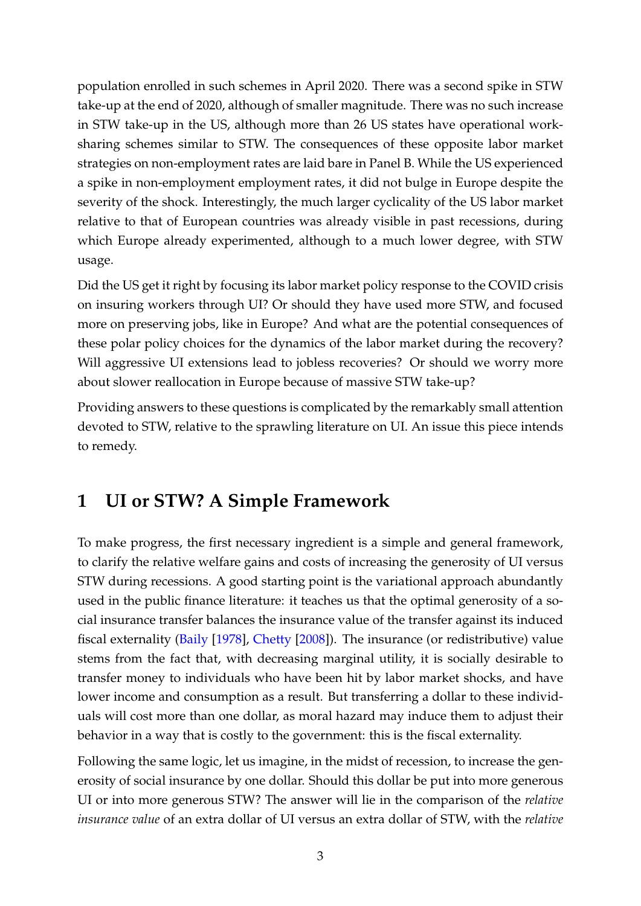population enrolled in such schemes in April 2020. There was a second spike in STW take-up at the end of 2020, although of smaller magnitude. There was no such increase in STW take-up in the US, although more than 26 US states have operational work-sharing schemes similar to STW. The consequences of these opposite labor market strategies on non-employment rates are laid bare in Panel B. While the US experienced a spike in non-employment employment rates, it did not bulge in Europe despite the severity of the shock. Interestingly, the much larger cyclicality of the US labor market relative to that of European countries was already visible in past recessions, during which Europe already experimented, although to a much lower degree, with STW usage.

Did the US get it right by focusing its labor market policy response to the COVID crisis on insuring workers through UI? Or should they have used more STW, and focused more on preserving jobs, like in Europe? And what are the potential consequences of these polar policy choices for the dynamics of the labor market during the recovery? Will aggressive UI extensions lead to jobless recoveries? Or should we worry more about slower reallocation in Europe because of massive STW take-up?

Providing answers to these questions is complicated by the remarkably small attention devoted to STW, relative to the sprawling literature on UI. An issue this piece intends to remedy.

## 1 UI or STW? A Simple Framework

To make progress, the first necessary ingredient is a simple and general framework, to clarify the relative welfare gains and costs of increasing the generosity of UI versus STW during recessions. A good starting point is the variational approach abundantly used in the public finance literature: it teaches us that the optimal generosity of a social insurance transfer balances the insurance value of the transfer against its induced fiscal externality (Baily [1978], Chetty [2008]). The insurance (or redistributive) value stems from the fact that, with decreasing marginal utility, it is socially desirable to transfer money to individuals who have been hit by labor market shocks, and have lower income and consumption as a result. But transferring a dollar to these individuals will cost more than one dollar, as moral hazard may induce them to adjust their behavior in a way that is costly to the government: this is the fiscal externality.

Following the same logic, let us imagine, in the midst of recession, to increase the generosity of social insurance by one dollar. Should this dollar be put into more generous UI or into more generous STW? The answer will lie in the comparison of the *relative insurance value* of an extra dollar of UI versus an extra dollar of STW, with the *relative*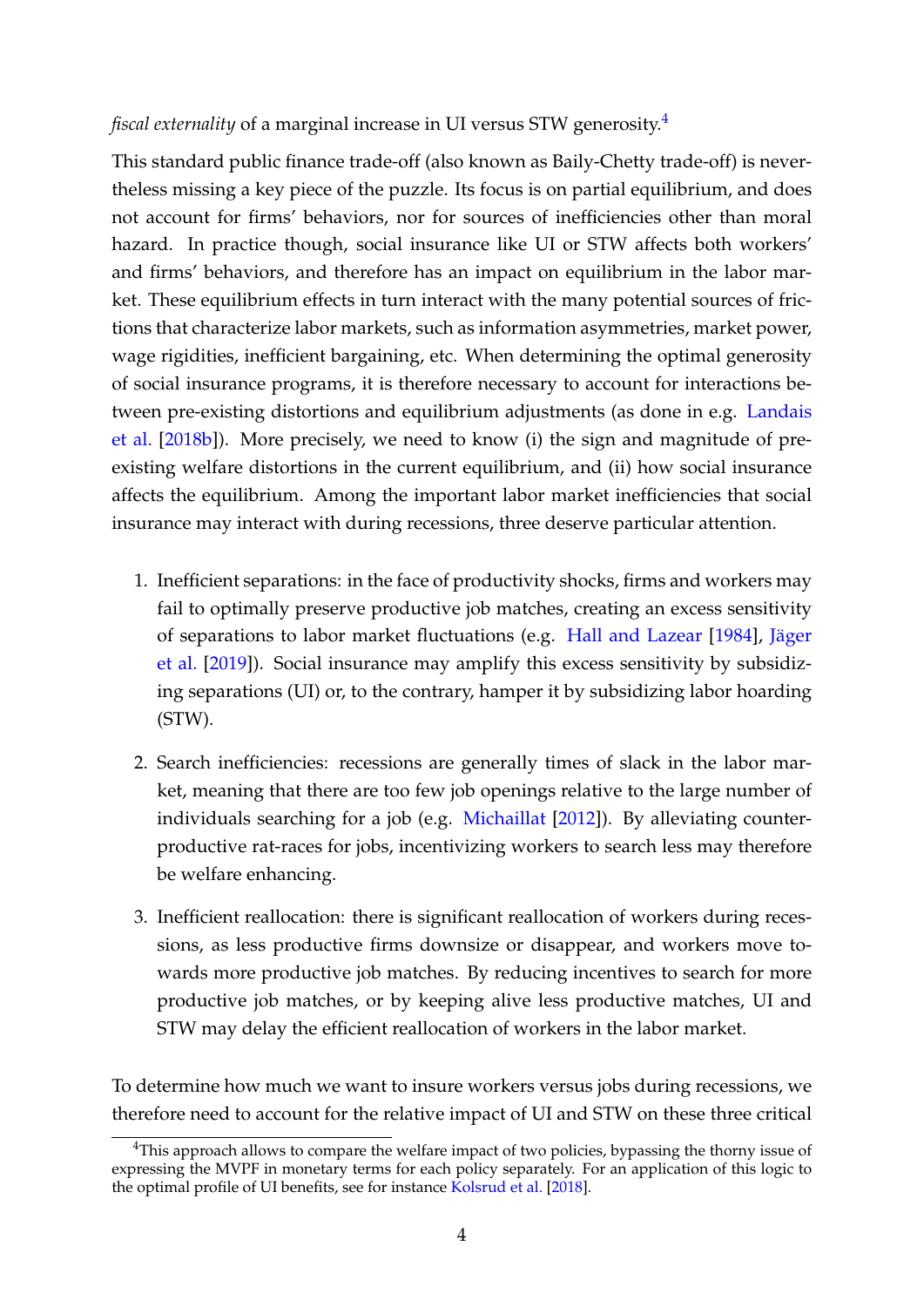*fiscal externality* of a marginal increase in UI versus STW generosity.[4]

This standard public finance trade-off (also known as Baily-Chetty trade-off) is nevertheless missing a key piece of the puzzle. Its focus is on partial equilibrium, and does not account for firms' behaviors, nor for sources of inefficiencies other than moral hazard. In practice though, social insurance like UI or STW affects both workers' and firms' behaviors, and therefore has an impact on equilibrium in the labor market. These equilibrium effects in turn interact with the many potential sources of frictions that characterize labor markets, such as information asymmetries, market power, wage rigidities, inefficient bargaining, etc. When determining the optimal generosity of social insurance programs, it is therefore necessary to account for interactions between pre-existing distortions and equilibrium adjustments (as done in e.g. Landais et al. [2018b]). More precisely, we need to know (i) the sign and magnitude of pre-existing welfare distortions in the current equilibrium, and (ii) how social insurance affects the equilibrium. Among the important labor market inefficiencies that social insurance may interact with during recessions, three deserve particular attention.

1. Inefficient separations: in the face of productivity shocks, firms and workers may fail to optimally preserve productive job matches, creating an excess sensitivity of separations to labor market fluctuations (e.g. Hall and Lazear [1984], Jäger et al. [2019]). Social insurance may amplify this excess sensitivity by subsidizing separations (UI) or, to the contrary, hamper it by subsidizing labor hoarding (STW).

2. Search inefficiencies: recessions are generally times of slack in the labor market, meaning that there are too few job openings relative to the large number of individuals searching for a job (e.g. Michaillat [2012]). By alleviating counterproductive rat-races for jobs, incentivizing workers to search less may therefore be welfare enhancing.

3. Inefficient reallocation: there is significant reallocation of workers during recessions, as less productive firms downsize or disappear, and workers move towards more productive job matches. By reducing incentives to search for more productive job matches, or by keeping alive less productive matches, UI and STW may delay the efficient reallocation of workers in the labor market.

To determine how much we want to insure workers versus jobs during recessions, we therefore need to account for the relative impact of UI and STW on these three critical

[4] This approach allows to compare the welfare impact of two policies, bypassing the thorny issue of expressing the MVPF in monetary terms for each policy separately. For an application of this logic to the optimal profile of UI benefits, see for instance Kolsrud et al. [2018].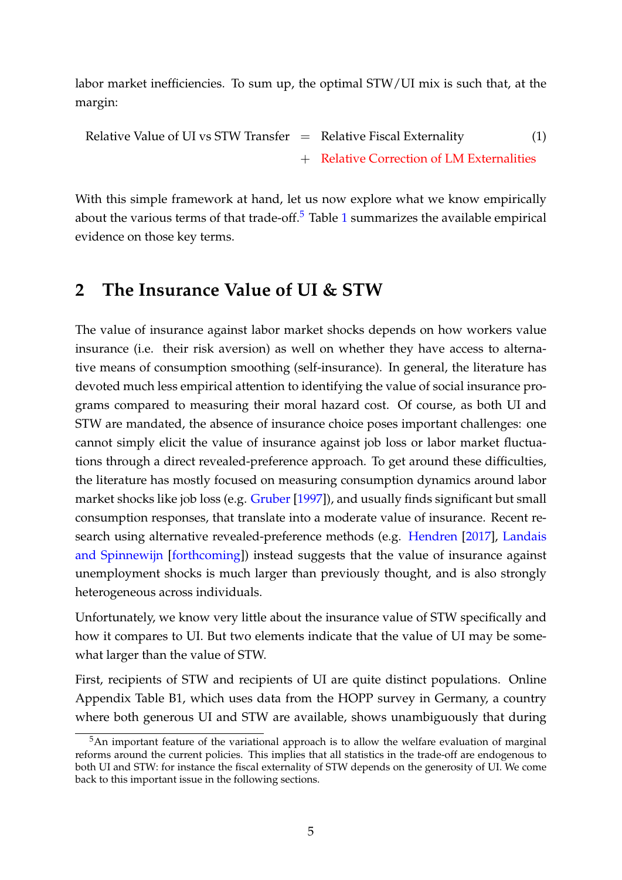labor market inefficiencies. To sum up, the optimal STW/UI mix is such that, at the margin:

$$\text{Relative Value of UI vs STW Transfer} = \text{Relative Fiscal Externality} + \text{Relative Correction of LM Externalities} \quad (1)$$

With this simple framework at hand, let us now explore what we know empirically about the various terms of that trade-off.[5] Table 1 summarizes the available empirical evidence on those key terms.

## 2 The Insurance Value of UI & STW

The value of insurance against labor market shocks depends on how workers value insurance (i.e. their risk aversion) as well on whether they have access to alternative means of consumption smoothing (self-insurance). In general, the literature has devoted much less empirical attention to identifying the value of social insurance programs compared to measuring their moral hazard cost. Of course, as both UI and STW are mandated, the absence of insurance choice poses important challenges: one cannot simply elicit the value of insurance against job loss or labor market fluctuations through a direct revealed-preference approach. To get around these difficulties, the literature has mostly focused on measuring consumption dynamics around labor market shocks like job loss (e.g. Gruber [1997]), and usually finds significant but small consumption responses, that translate into a moderate value of insurance. Recent research using alternative revealed-preference methods (e.g. Hendren [2017], Landais and Spinnewijn [forthcoming]) instead suggests that the value of insurance against unemployment shocks is much larger than previously thought, and is also strongly heterogeneous across individuals.

Unfortunately, we know very little about the insurance value of STW specifically and how it compares to UI. But two elements indicate that the value of UI may be somewhat larger than the value of STW.

First, recipients of STW and recipients of UI are quite distinct populations. Online Appendix Table B1, which uses data from the HOPP survey in Germany, a country where both generous UI and STW are available, shows unambiguously that during

[5] An important feature of the variational approach is to allow the welfare evaluation of marginal reforms around the current policies. This implies that all statistics in the trade-off are endogenous to both UI and STW: for instance the fiscal externality of STW depends on the generosity of UI. We come back to this important issue in the following sections.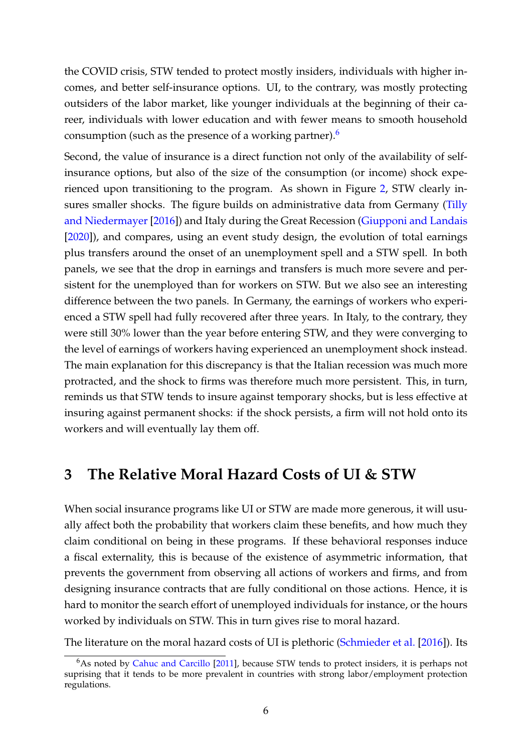the COVID crisis, STW tended to protect mostly insiders, individuals with higher incomes, and better self-insurance options. UI, to the contrary, was mostly protecting outsiders of the labor market, like younger individuals at the beginning of their career, individuals with lower education and with fewer means to smooth household consumption (such as the presence of a working partner).[6]

Second, the value of insurance is a direct function not only of the availability of self-insurance options, but also of the size of the consumption (or income) shock experienced upon transitioning to the program. As shown in Figure 2, STW clearly insures smaller shocks. The figure builds on administrative data from Germany (Tilly and Niedermayer [2016]) and Italy during the Great Recession (Giupponi and Landais [2020]), and compares, using an event study design, the evolution of total earnings plus transfers around the onset of an unemployment spell and a STW spell. In both panels, we see that the drop in earnings and transfers is much more severe and persistent for the unemployed than for workers on STW. But we also see an interesting difference between the two panels. In Germany, the earnings of workers who experienced a STW spell had fully recovered after three years. In Italy, to the contrary, they were still 30% lower than the year before entering STW, and they were converging to the level of earnings of workers having experienced an unemployment shock instead. The main explanation for this discrepancy is that the Italian recession was much more protracted, and the shock to firms was therefore much more persistent. This, in turn, reminds us that STW tends to insure against temporary shocks, but is less effective at insuring against permanent shocks: if the shock persists, a firm will not hold onto its workers and will eventually lay them off.

## 3 The Relative Moral Hazard Costs of UI & STW

When social insurance programs like UI or STW are made more generous, it will usually affect both the probability that workers claim these benefits, and how much they claim conditional on being in these programs. If these behavioral responses induce a fiscal externality, this is because of the existence of asymmetric information, that prevents the government from observing all actions of workers and firms, and from designing insurance contracts that are fully conditional on those actions. Hence, it is hard to monitor the search effort of unemployed individuals for instance, or the hours worked by individuals on STW. This in turn gives rise to moral hazard.

The literature on the moral hazard costs of UI is plethoric (Schmieder et al. [2016]). Its

[6] As noted by Cahuc and Carcillo [2011], because STW tends to protect insiders, it is perhaps not suprising that it tends to be more prevalent in countries with strong labor/employment protection regulations.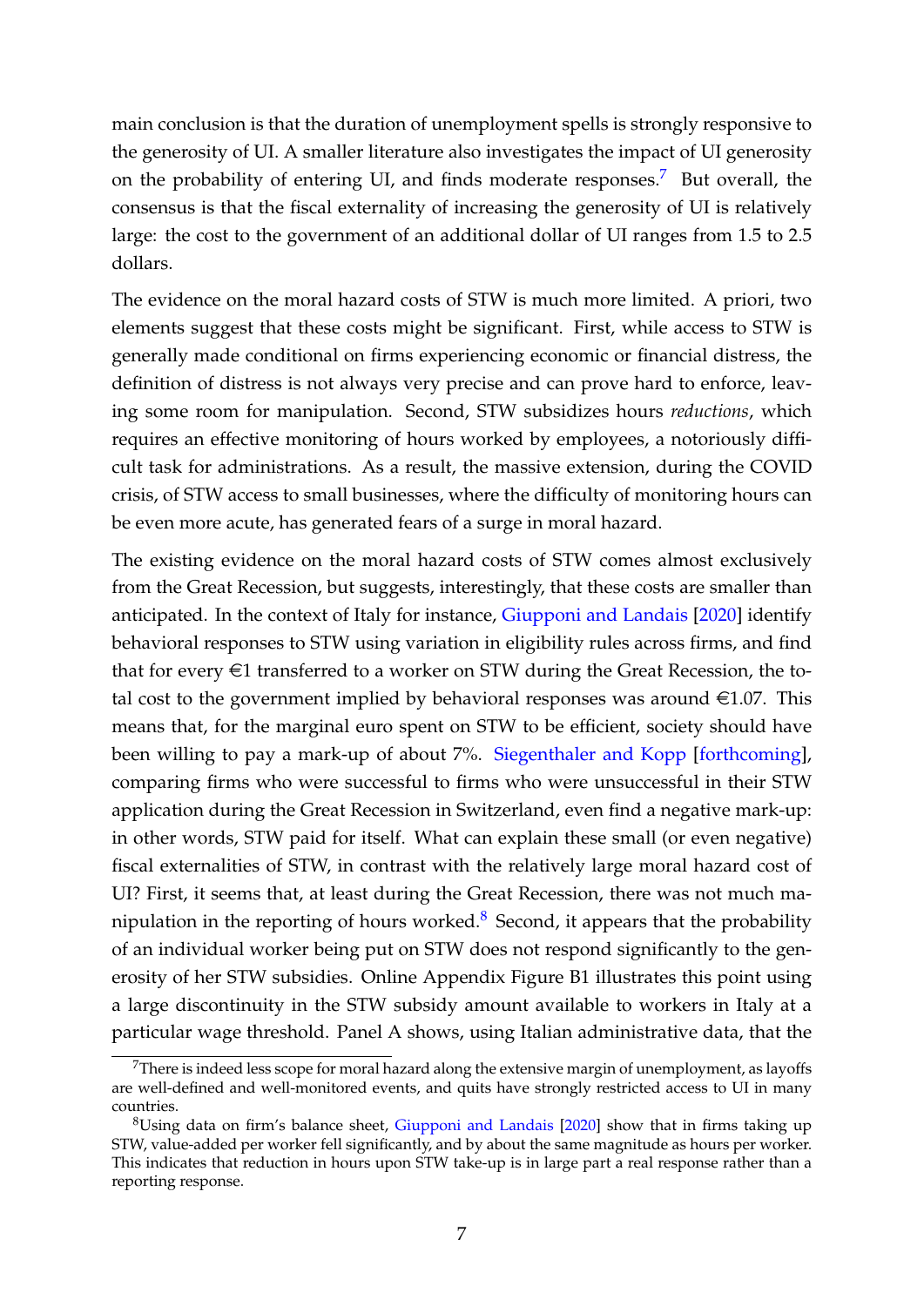main conclusion is that the duration of unemployment spells is strongly responsive to the generosity of UI. A smaller literature also investigates the impact of UI generosity on the probability of entering UI, and finds moderate responses.[7] But overall, the consensus is that the fiscal externality of increasing the generosity of UI is relatively large: the cost to the government of an additional dollar of UI ranges from 1.5 to 2.5 dollars.

The evidence on the moral hazard costs of STW is much more limited. A priori, two elements suggest that these costs might be significant. First, while access to STW is generally made conditional on firms experiencing economic or financial distress, the definition of distress is not always very precise and can prove hard to enforce, leaving some room for manipulation. Second, STW subsidizes hours *reductions*, which requires an effective monitoring of hours worked by employees, a notoriously difficult task for administrations. As a result, the massive extension, during the COVID crisis, of STW access to small businesses, where the difficulty of monitoring hours can be even more acute, has generated fears of a surge in moral hazard.

The existing evidence on the moral hazard costs of STW comes almost exclusively from the Great Recession, but suggests, interestingly, that these costs are smaller than anticipated. In the context of Italy for instance, Giupponi and Landais [2020] identify behavioral responses to STW using variation in eligibility rules across firms, and find that for every €1 transferred to a worker on STW during the Great Recession, the total cost to the government implied by behavioral responses was around €1.07. This means that, for the marginal euro spent on STW to be efficient, society should have been willing to pay a mark-up of about 7%. Siegenthaler and Kopp [forthcoming], comparing firms who were successful to firms who were unsuccessful in their STW application during the Great Recession in Switzerland, even find a negative mark-up: in other words, STW paid for itself. What can explain these small (or even negative) fiscal externalities of STW, in contrast with the relatively large moral hazard cost of UI? First, it seems that, at least during the Great Recession, there was not much manipulation in the reporting of hours worked.[8] Second, it appears that the probability of an individual worker being put on STW does not respond significantly to the generosity of her STW subsidies. Online Appendix Figure B1 illustrates this point using a large discontinuity in the STW subsidy amount available to workers in Italy at a particular wage threshold. Panel A shows, using Italian administrative data, that the

[7] There is indeed less scope for moral hazard along the extensive margin of unemployment, as layoffs are well-defined and well-monitored events, and quits have strongly restricted access to UI in many countries.

[8] Using data on firm's balance sheet, Giupponi and Landais [2020] show that in firms taking up STW, value-added per worker fell significantly, and by about the same magnitude as hours per worker. This indicates that reduction in hours upon STW take-up is in large part a real response rather than a reporting response.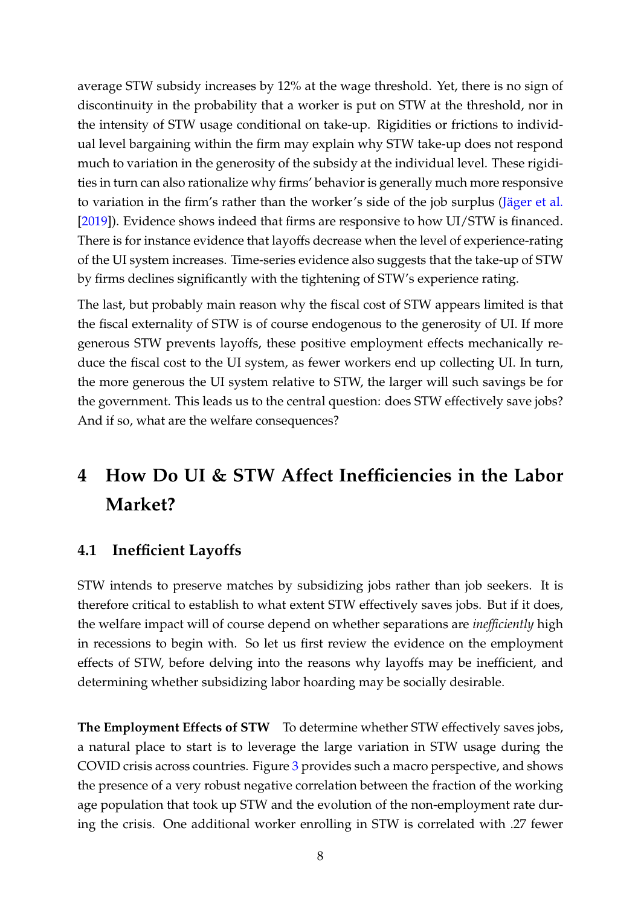average STW subsidy increases by 12% at the wage threshold. Yet, there is no sign of discontinuity in the probability that a worker is put on STW at the threshold, nor in the intensity of STW usage conditional on take-up. Rigidities or frictions to individual level bargaining within the firm may explain why STW take-up does not respond much to variation in the generosity of the subsidy at the individual level. These rigidities in turn can also rationalize why firms' behavior is generally much more responsive to variation in the firm's rather than the worker's side of the job surplus (Jäger et al. [2019]). Evidence shows indeed that firms are responsive to how UI/STW is financed. There is for instance evidence that layoffs decrease when the level of experience-rating of the UI system increases. Time-series evidence also suggests that the take-up of STW by firms declines significantly with the tightening of STW's experience rating.

The last, but probably main reason why the fiscal cost of STW appears limited is that the fiscal externality of STW is of course endogenous to the generosity of UI. If more generous STW prevents layoffs, these positive employment effects mechanically reduce the fiscal cost to the UI system, as fewer workers end up collecting UI. In turn, the more generous the UI system relative to STW, the larger will such savings be for the government. This leads us to the central question: does STW effectively save jobs? And if so, what are the welfare consequences?

# 4 How Do UI & STW Affect Inefficiencies in the Labor Market?

## 4.1 Inefficient Layoffs

STW intends to preserve matches by subsidizing jobs rather than job seekers. It is therefore critical to establish to what extent STW effectively saves jobs. But if it does, the welfare impact will of course depend on whether separations are *inefficiently* high in recessions to begin with. So let us first review the evidence on the employment effects of STW, before delving into the reasons why layoffs may be inefficient, and determining whether subsidizing labor hoarding may be socially desirable.

**The Employment Effects of STW** To determine whether STW effectively saves jobs, a natural place to start is to leverage the large variation in STW usage during the COVID crisis across countries. Figure 3 provides such a macro perspective, and shows the presence of a very robust negative correlation between the fraction of the working age population that took up STW and the evolution of the non-employment rate during the crisis. One additional worker enrolling in STW is correlated with .27 fewer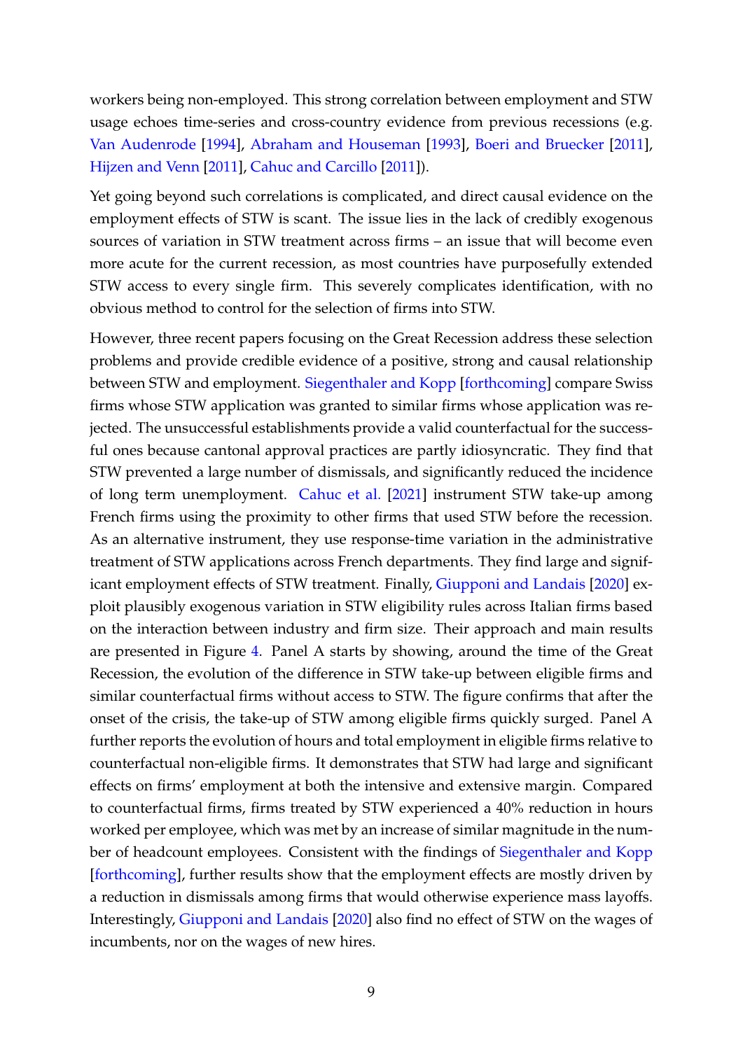workers being non-employed. This strong correlation between employment and STW usage echoes time-series and cross-country evidence from previous recessions (e.g. Van Audenrode [1994], Abraham and Houseman [1993], Boeri and Bruecker [2011], Hijzen and Venn [2011], Cahuc and Carcillo [2011]).

Yet going beyond such correlations is complicated, and direct causal evidence on the employment effects of STW is scant. The issue lies in the lack of credibly exogenous sources of variation in STW treatment across firms – an issue that will become even more acute for the current recession, as most countries have purposefully extended STW access to every single firm. This severely complicates identification, with no obvious method to control for the selection of firms into STW.

However, three recent papers focusing on the Great Recession address these selection problems and provide credible evidence of a positive, strong and causal relationship between STW and employment. Siegenthaler and Kopp [forthcoming] compare Swiss firms whose STW application was granted to similar firms whose application was rejected. The unsuccessful establishments provide a valid counterfactual for the successful ones because cantonal approval practices are partly idiosyncratic. They find that STW prevented a large number of dismissals, and significantly reduced the incidence of long term unemployment. Cahuc et al. [2021] instrument STW take-up among French firms using the proximity to other firms that used STW before the recession. As an alternative instrument, they use response-time variation in the administrative treatment of STW applications across French departments. They find large and significant employment effects of STW treatment. Finally, Giupponi and Landais [2020] exploit plausibly exogenous variation in STW eligibility rules across Italian firms based on the interaction between industry and firm size. Their approach and main results are presented in Figure 4. Panel A starts by showing, around the time of the Great Recession, the evolution of the difference in STW take-up between eligible firms and similar counterfactual firms without access to STW. The figure confirms that after the onset of the crisis, the take-up of STW among eligible firms quickly surged. Panel A further reports the evolution of hours and total employment in eligible firms relative to counterfactual non-eligible firms. It demonstrates that STW had large and significant effects on firms' employment at both the intensive and extensive margin. Compared to counterfactual firms, firms treated by STW experienced a 40% reduction in hours worked per employee, which was met by an increase of similar magnitude in the number of headcount employees. Consistent with the findings of Siegenthaler and Kopp [forthcoming], further results show that the employment effects are mostly driven by a reduction in dismissals among firms that would otherwise experience mass layoffs. Interestingly, Giupponi and Landais [2020] also find no effect of STW on the wages of incumbents, nor on the wages of new hires.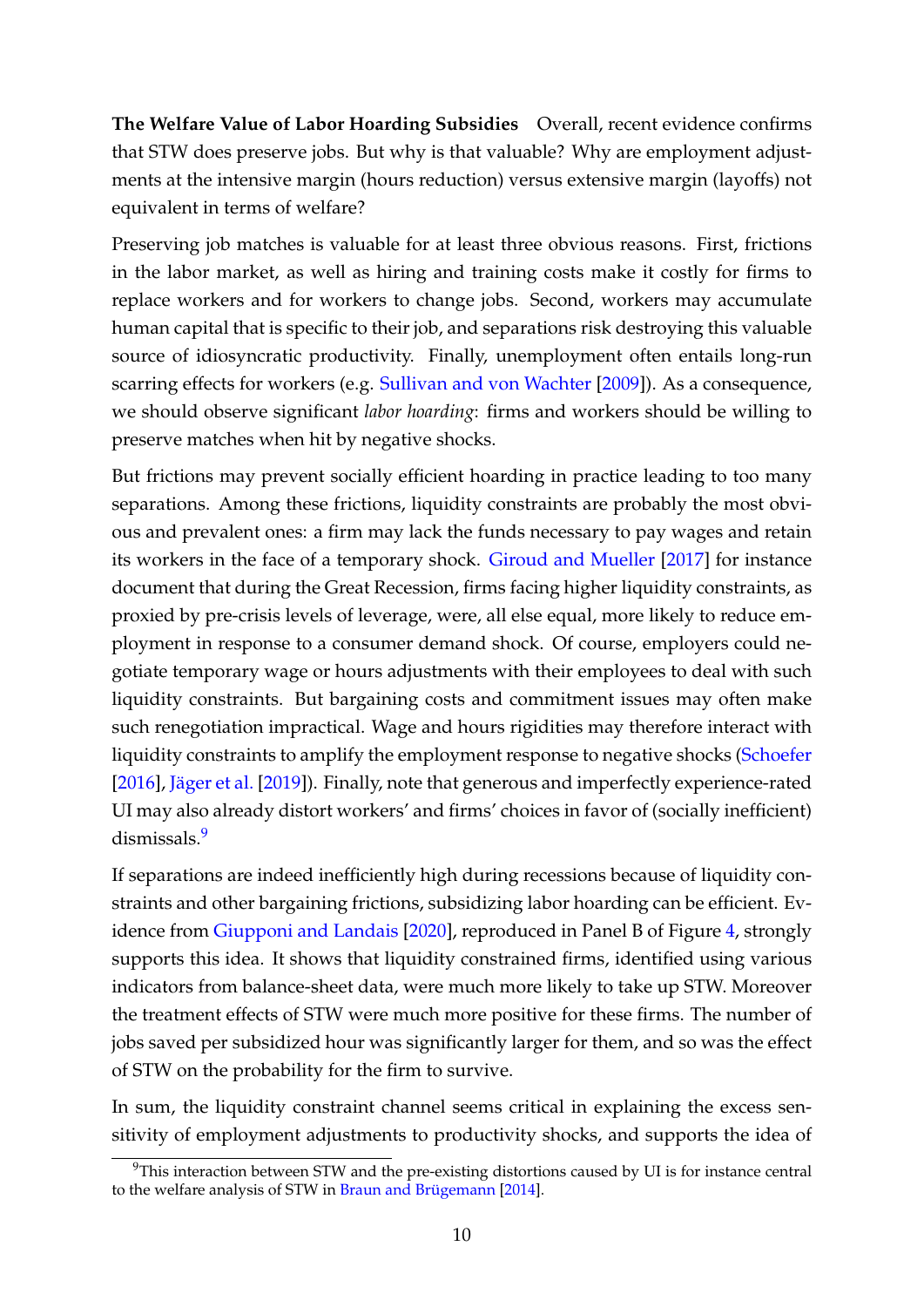**The Welfare Value of Labor Hoarding Subsidies** Overall, recent evidence confirms that STW does preserve jobs. But why is that valuable? Why are employment adjustments at the intensive margin (hours reduction) versus extensive margin (layoffs) not equivalent in terms of welfare?

Preserving job matches is valuable for at least three obvious reasons. First, frictions in the labor market, as well as hiring and training costs make it costly for firms to replace workers and for workers to change jobs. Second, workers may accumulate human capital that is specific to their job, and separations risk destroying this valuable source of idiosyncratic productivity. Finally, unemployment often entails long-run scarring effects for workers (e.g. Sullivan and von Wachter [2009]). As a consequence, we should observe significant *labor hoarding*: firms and workers should be willing to preserve matches when hit by negative shocks.

But frictions may prevent socially efficient hoarding in practice leading to too many separations. Among these frictions, liquidity constraints are probably the most obvious and prevalent ones: a firm may lack the funds necessary to pay wages and retain its workers in the face of a temporary shock. Giroud and Mueller [2017] for instance document that during the Great Recession, firms facing higher liquidity constraints, as proxied by pre-crisis levels of leverage, were, all else equal, more likely to reduce employment in response to a consumer demand shock. Of course, employers could negotiate temporary wage or hours adjustments with their employees to deal with such liquidity constraints. But bargaining costs and commitment issues may often make such renegotiation impractical. Wage and hours rigidities may therefore interact with liquidity constraints to amplify the employment response to negative shocks (Schoefer [2016], Jäger et al. [2019]). Finally, note that generous and imperfectly experience-rated UI may also already distort workers' and firms' choices in favor of (socially inefficient) dismissals.[9]

If separations are indeed inefficiently high during recessions because of liquidity constraints and other bargaining frictions, subsidizing labor hoarding can be efficient. Evidence from Giupponi and Landais [2020], reproduced in Panel B of Figure 4, strongly supports this idea. It shows that liquidity constrained firms, identified using various indicators from balance-sheet data, were much more likely to take up STW. Moreover the treatment effects of STW were much more positive for these firms. The number of jobs saved per subsidized hour was significantly larger for them, and so was the effect of STW on the probability for the firm to survive.

In sum, the liquidity constraint channel seems critical in explaining the excess sensitivity of employment adjustments to productivity shocks, and supports the idea of

[9] This interaction between STW and the pre-existing distortions caused by UI is for instance central to the welfare analysis of STW in Braun and Brügemann [2014].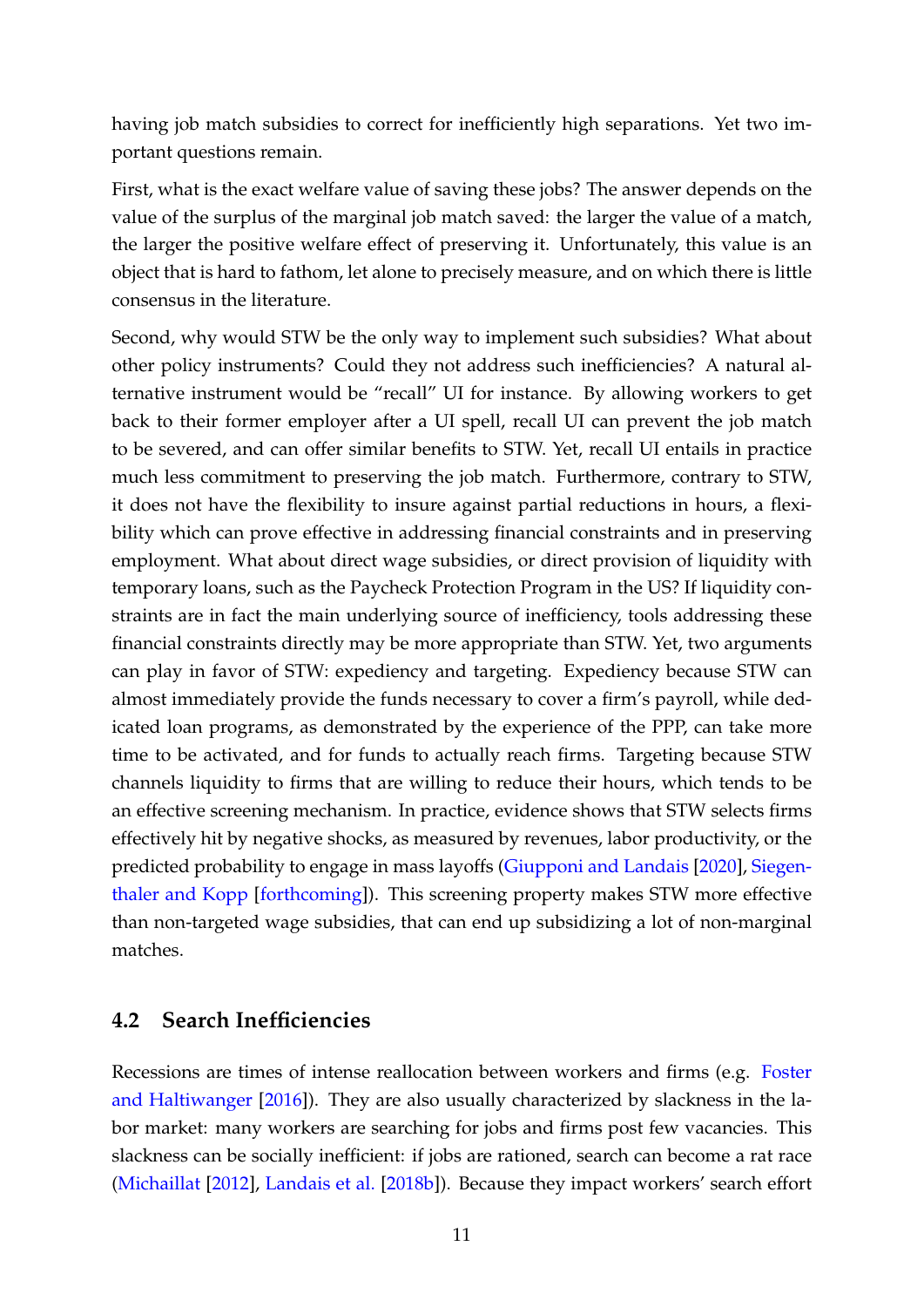having job match subsidies to correct for inefficiently high separations. Yet two important questions remain.

First, what is the exact welfare value of saving these jobs? The answer depends on the value of the surplus of the marginal job match saved: the larger the value of a match, the larger the positive welfare effect of preserving it. Unfortunately, this value is an object that is hard to fathom, let alone to precisely measure, and on which there is little consensus in the literature.

Second, why would STW be the only way to implement such subsidies? What about other policy instruments? Could they not address such inefficiencies? A natural alternative instrument would be "recall" UI for instance. By allowing workers to get back to their former employer after a UI spell, recall UI can prevent the job match to be severed, and can offer similar benefits to STW. Yet, recall UI entails in practice much less commitment to preserving the job match. Furthermore, contrary to STW, it does not have the flexibility to insure against partial reductions in hours, a flexibility which can prove effective in addressing financial constraints and in preserving employment. What about direct wage subsidies, or direct provision of liquidity with temporary loans, such as the Paycheck Protection Program in the US? If liquidity constraints are in fact the main underlying source of inefficiency, tools addressing these financial constraints directly may be more appropriate than STW. Yet, two arguments can play in favor of STW: expediency and targeting. Expediency because STW can almost immediately provide the funds necessary to cover a firm's payroll, while dedicated loan programs, as demonstrated by the experience of the PPP, can take more time to be activated, and for funds to actually reach firms. Targeting because STW channels liquidity to firms that are willing to reduce their hours, which tends to be an effective screening mechanism. In practice, evidence shows that STW selects firms effectively hit by negative shocks, as measured by revenues, labor productivity, or the predicted probability to engage in mass layoffs (Giupponi and Landais [2020], Siegenthaler and Kopp [forthcoming]). This screening property makes STW more effective than non-targeted wage subsidies, that can end up subsidizing a lot of non-marginal matches.

## 4.2 Search Inefficiencies

Recessions are times of intense reallocation between workers and firms (e.g. Foster and Haltiwanger [2016]). They are also usually characterized by slackness in the labor market: many workers are searching for jobs and firms post few vacancies. This slackness can be socially inefficient: if jobs are rationed, search can become a rat race (Michaillat [2012], Landais et al. [2018b]). Because they impact workers' search effort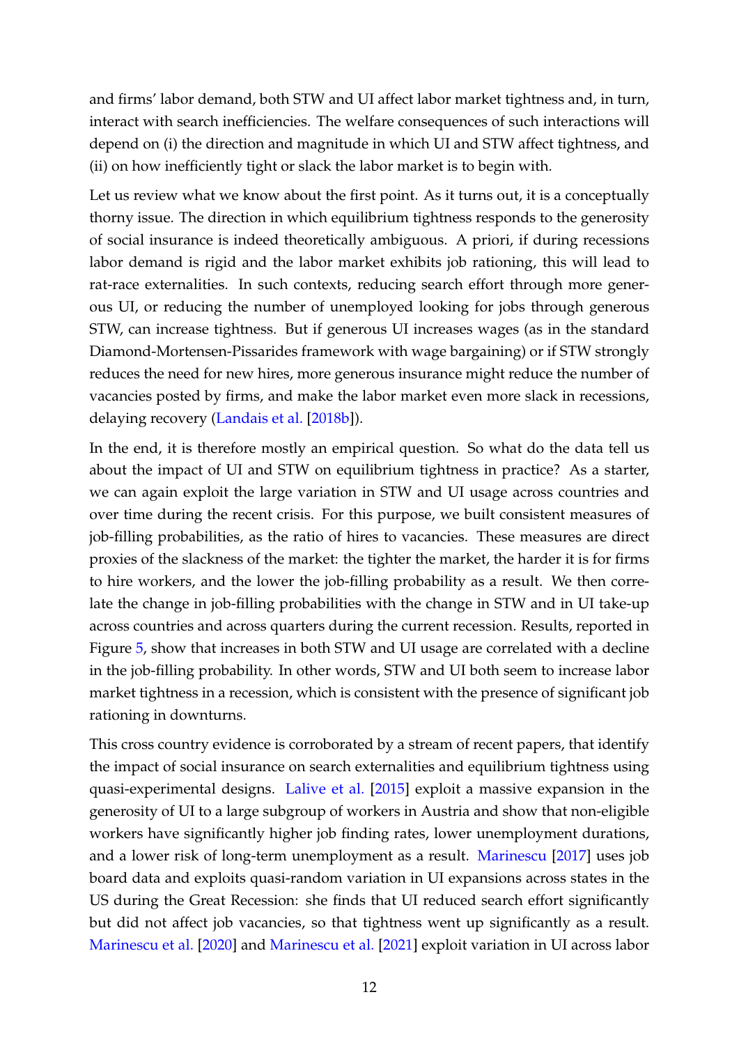and firms' labor demand, both STW and UI affect labor market tightness and, in turn, interact with search inefficiencies. The welfare consequences of such interactions will depend on (i) the direction and magnitude in which UI and STW affect tightness, and (ii) on how inefficiently tight or slack the labor market is to begin with.

Let us review what we know about the first point. As it turns out, it is a conceptually thorny issue. The direction in which equilibrium tightness responds to the generosity of social insurance is indeed theoretically ambiguous. A priori, if during recessions labor demand is rigid and the labor market exhibits job rationing, this will lead to rat-race externalities. In such contexts, reducing search effort through more generous UI, or reducing the number of unemployed looking for jobs through generous STW, can increase tightness. But if generous UI increases wages (as in the standard Diamond-Mortensen-Pissarides framework with wage bargaining) or if STW strongly reduces the need for new hires, more generous insurance might reduce the number of vacancies posted by firms, and make the labor market even more slack in recessions, delaying recovery (Landais et al. [2018b]).

In the end, it is therefore mostly an empirical question. So what do the data tell us about the impact of UI and STW on equilibrium tightness in practice? As a starter, we can again exploit the large variation in STW and UI usage across countries and over time during the recent crisis. For this purpose, we built consistent measures of job-filling probabilities, as the ratio of hires to vacancies. These measures are direct proxies of the slackness of the market: the tighter the market, the harder it is for firms to hire workers, and the lower the job-filling probability as a result. We then correlate the change in job-filling probabilities with the change in STW and in UI take-up across countries and across quarters during the current recession. Results, reported in Figure 5, show that increases in both STW and UI usage are correlated with a decline in the job-filling probability. In other words, STW and UI both seem to increase labor market tightness in a recession, which is consistent with the presence of significant job rationing in downturns.

This cross country evidence is corroborated by a stream of recent papers, that identify the impact of social insurance on search externalities and equilibrium tightness using quasi-experimental designs. Lalive et al. [2015] exploit a massive expansion in the generosity of UI to a large subgroup of workers in Austria and show that non-eligible workers have significantly higher job finding rates, lower unemployment durations, and a lower risk of long-term unemployment as a result. Marinescu [2017] uses job board data and exploits quasi-random variation in UI expansions across states in the US during the Great Recession: she finds that UI reduced search effort significantly but did not affect job vacancies, so that tightness went up significantly as a result. Marinescu et al. [2020] and Marinescu et al. [2021] exploit variation in UI across labor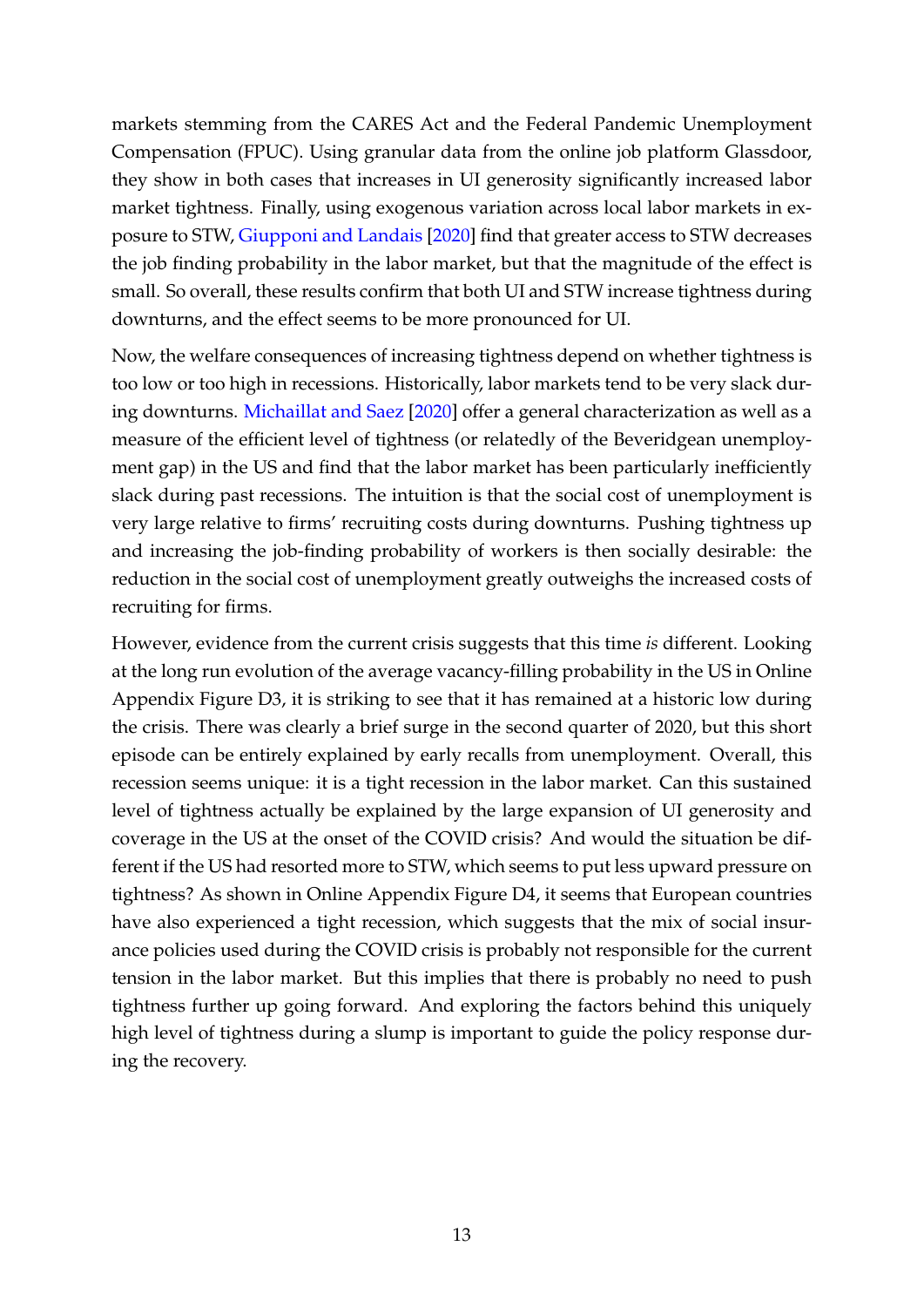markets stemming from the CARES Act and the Federal Pandemic Unemployment Compensation (FPUC). Using granular data from the online job platform Glassdoor, they show in both cases that increases in UI generosity significantly increased labor market tightness. Finally, using exogenous variation across local labor markets in exposure to STW, Giupponi and Landais [2020] find that greater access to STW decreases the job finding probability in the labor market, but that the magnitude of the effect is small. So overall, these results confirm that both UI and STW increase tightness during downturns, and the effect seems to be more pronounced for UI.

Now, the welfare consequences of increasing tightness depend on whether tightness is too low or too high in recessions. Historically, labor markets tend to be very slack during downturns. Michaillat and Saez [2020] offer a general characterization as well as a measure of the efficient level of tightness (or relatedly of the Beveridgean unemployment gap) in the US and find that the labor market has been particularly inefficiently slack during past recessions. The intuition is that the social cost of unemployment is very large relative to firms' recruiting costs during downturns. Pushing tightness up and increasing the job-finding probability of workers is then socially desirable: the reduction in the social cost of unemployment greatly outweighs the increased costs of recruiting for firms.

However, evidence from the current crisis suggests that this time *is* different. Looking at the long run evolution of the average vacancy-filling probability in the US in Online Appendix Figure D3, it is striking to see that it has remained at a historic low during the crisis. There was clearly a brief surge in the second quarter of 2020, but this short episode can be entirely explained by early recalls from unemployment. Overall, this recession seems unique: it is a tight recession in the labor market. Can this sustained level of tightness actually be explained by the large expansion of UI generosity and coverage in the US at the onset of the COVID crisis? And would the situation be different if the US had resorted more to STW, which seems to put less upward pressure on tightness? As shown in Online Appendix Figure D4, it seems that European countries have also experienced a tight recession, which suggests that the mix of social insurance policies used during the COVID crisis is probably not responsible for the current tension in the labor market. But this implies that there is probably no need to push tightness further up going forward. And exploring the factors behind this uniquely high level of tightness during a slump is important to guide the policy response during the recovery.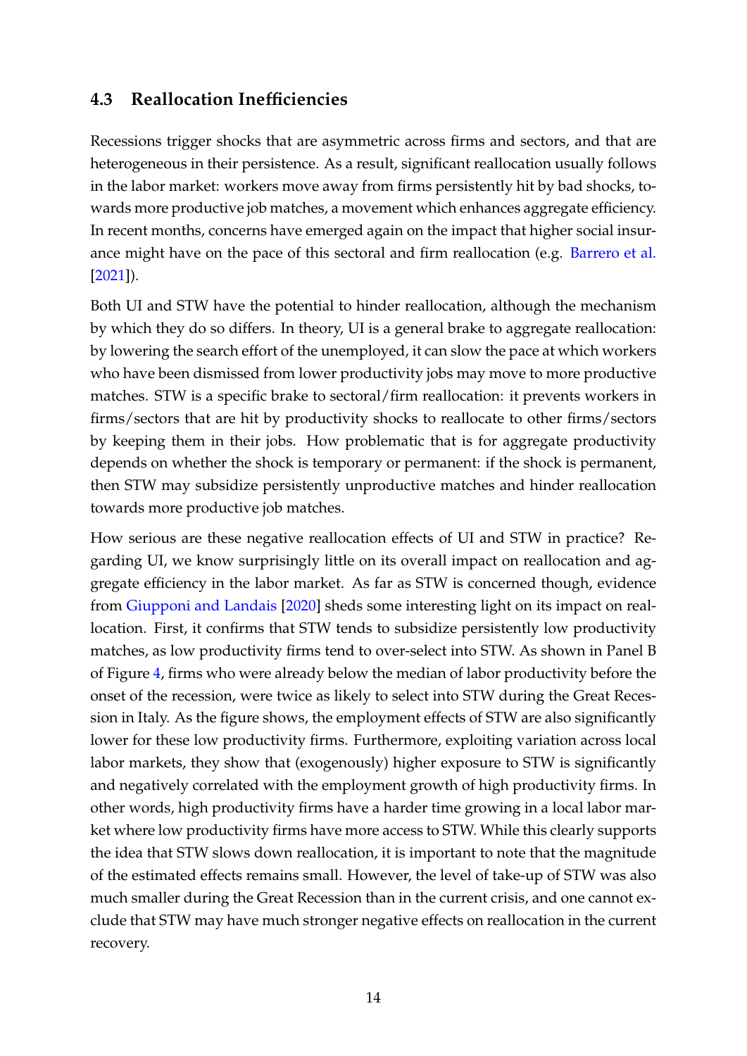### 4.3 Reallocation Inefficiencies

Recessions trigger shocks that are asymmetric across firms and sectors, and that are heterogeneous in their persistence. As a result, significant reallocation usually follows in the labor market: workers move away from firms persistently hit by bad shocks, towards more productive job matches, a movement which enhances aggregate efficiency. In recent months, concerns have emerged again on the impact that higher social insurance might have on the pace of this sectoral and firm reallocation (e.g. Barrero et al. [2021]).

Both UI and STW have the potential to hinder reallocation, although the mechanism by which they do so differs. In theory, UI is a general brake to aggregate reallocation: by lowering the search effort of the unemployed, it can slow the pace at which workers who have been dismissed from lower productivity jobs may move to more productive matches. STW is a specific brake to sectoral/firm reallocation: it prevents workers in firms/sectors that are hit by productivity shocks to reallocate to other firms/sectors by keeping them in their jobs. How problematic that is for aggregate productivity depends on whether the shock is temporary or permanent: if the shock is permanent, then STW may subsidize persistently unproductive matches and hinder reallocation towards more productive job matches.

How serious are these negative reallocation effects of UI and STW in practice? Regarding UI, we know surprisingly little on its overall impact on reallocation and aggregate efficiency in the labor market. As far as STW is concerned though, evidence from Giupponi and Landais [2020] sheds some interesting light on its impact on reallocation. First, it confirms that STW tends to subsidize persistently low productivity matches, as low productivity firms tend to over-select into STW. As shown in Panel B of Figure 4, firms who were already below the median of labor productivity before the onset of the recession, were twice as likely to select into STW during the Great Recession in Italy. As the figure shows, the employment effects of STW are also significantly lower for these low productivity firms. Furthermore, exploiting variation across local labor markets, they show that (exogenously) higher exposure to STW is significantly and negatively correlated with the employment growth of high productivity firms. In other words, high productivity firms have a harder time growing in a local labor market where low productivity firms have more access to STW. While this clearly supports the idea that STW slows down reallocation, it is important to note that the magnitude of the estimated effects remains small. However, the level of take-up of STW was also much smaller during the Great Recession than in the current crisis, and one cannot exclude that STW may have much stronger negative effects on reallocation in the current recovery.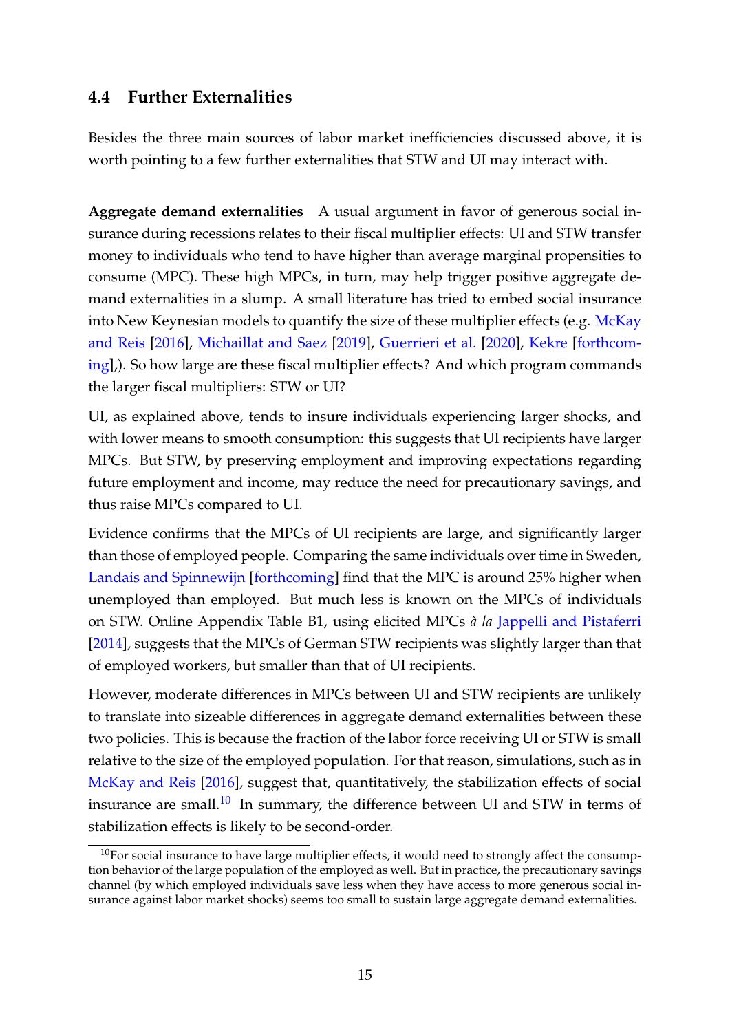### 4.4 Further Externalities

Besides the three main sources of labor market inefficiencies discussed above, it is worth pointing to a few further externalities that STW and UI may interact with.

**Aggregate demand externalities** A usual argument in favor of generous social insurance during recessions relates to their fiscal multiplier effects: UI and STW transfer money to individuals who tend to have higher than average marginal propensities to consume (MPC). These high MPCs, in turn, may help trigger positive aggregate demand externalities in a slump. A small literature has tried to embed social insurance into New Keynesian models to quantify the size of these multiplier effects (e.g. McKay and Reis [2016], Michaillat and Saez [2019], Guerrieri et al. [2020], Kekre [forthcoming],). So how large are these fiscal multiplier effects? And which program commands the larger fiscal multipliers: STW or UI?

UI, as explained above, tends to insure individuals experiencing larger shocks, and with lower means to smooth consumption: this suggests that UI recipients have larger MPCs. But STW, by preserving employment and improving expectations regarding future employment and income, may reduce the need for precautionary savings, and thus raise MPCs compared to UI.

Evidence confirms that the MPCs of UI recipients are large, and significantly larger than those of employed people. Comparing the same individuals over time in Sweden, Landais and Spinnewijn [forthcoming] find that the MPC is around 25% higher when unemployed than employed. But much less is known on the MPCs of individuals on STW. Online Appendix Table B1, using elicited MPCs *à la* Jappelli and Pistaferri [2014], suggests that the MPCs of German STW recipients was slightly larger than that of employed workers, but smaller than that of UI recipients.

However, moderate differences in MPCs between UI and STW recipients are unlikely to translate into sizeable differences in aggregate demand externalities between these two policies. This is because the fraction of the labor force receiving UI or STW is small relative to the size of the employed population. For that reason, simulations, such as in McKay and Reis [2016], suggest that, quantitatively, the stabilization effects of social insurance are small.[10] In summary, the difference between UI and STW in terms of stabilization effects is likely to be second-order.

[10] For social insurance to have large multiplier effects, it would need to strongly affect the consumption behavior of the large population of the employed as well. But in practice, the precautionary savings channel (by which employed individuals save less when they have access to more generous social insurance against labor market shocks) seems too small to sustain large aggregate demand externalities.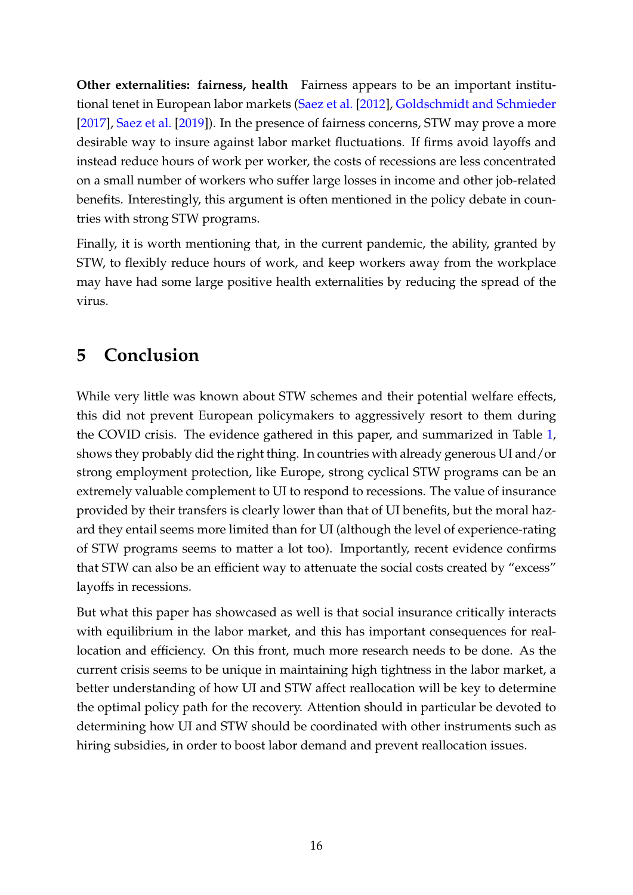**Other externalities: fairness, health** Fairness appears to be an important institutional tenet in European labor markets (Saez et al. [2012], Goldschmidt and Schmieder [2017], Saez et al. [2019]). In the presence of fairness concerns, STW may prove a more desirable way to insure against labor market fluctuations. If firms avoid layoffs and instead reduce hours of work per worker, the costs of recessions are less concentrated on a small number of workers who suffer large losses in income and other job-related benefits. Interestingly, this argument is often mentioned in the policy debate in countries with strong STW programs.

Finally, it is worth mentioning that, in the current pandemic, the ability, granted by STW, to flexibly reduce hours of work, and keep workers away from the workplace may have had some large positive health externalities by reducing the spread of the virus.

# 5 Conclusion

While very little was known about STW schemes and their potential welfare effects, this did not prevent European policymakers to aggressively resort to them during the COVID crisis. The evidence gathered in this paper, and summarized in Table 1, shows they probably did the right thing. In countries with already generous UI and/or strong employment protection, like Europe, strong cyclical STW programs can be an extremely valuable complement to UI to respond to recessions. The value of insurance provided by their transfers is clearly lower than that of UI benefits, but the moral hazard they entail seems more limited than for UI (although the level of experience-rating of STW programs seems to matter a lot too). Importantly, recent evidence confirms that STW can also be an efficient way to attenuate the social costs created by "excess" layoffs in recessions.

But what this paper has showcased as well is that social insurance critically interacts with equilibrium in the labor market, and this has important consequences for reallocation and efficiency. On this front, much more research needs to be done. As the current crisis seems to be unique in maintaining high tightness in the labor market, a better understanding of how UI and STW affect reallocation will be key to determine the optimal policy path for the recovery. Attention should in particular be devoted to determining how UI and STW should be coordinated with other instruments such as hiring subsidies, in order to boost labor demand and prevent reallocation issues.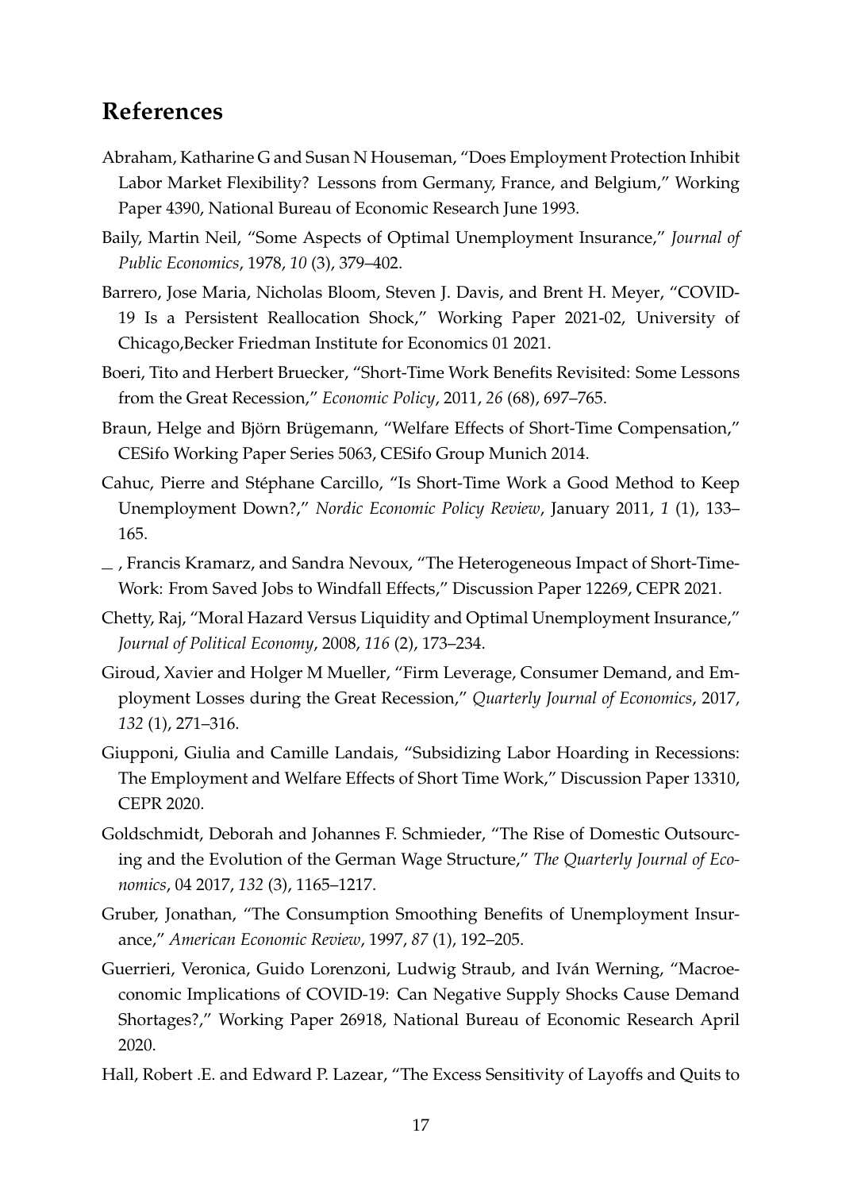## References

Abraham, Katharine G and Susan N Houseman, "Does Employment Protection Inhibit Labor Market Flexibility? Lessons from Germany, France, and Belgium," Working Paper 4390, National Bureau of Economic Research June 1993.

Baily, Martin Neil, "Some Aspects of Optimal Unemployment Insurance," *Journal of Public Economics*, 1978, *10* (3), 379–402.

Barrero, Jose Maria, Nicholas Bloom, Steven J. Davis, and Brent H. Meyer, "COVID-19 Is a Persistent Reallocation Shock," Working Paper 2021-02, University of Chicago,Becker Friedman Institute for Economics 01 2021.

Boeri, Tito and Herbert Bruecker, "Short-Time Work Benefits Revisited: Some Lessons from the Great Recession," *Economic Policy*, 2011, *26* (68), 697–765.

Braun, Helge and Björn Brügemann, "Welfare Effects of Short-Time Compensation," CESifo Working Paper Series 5063, CESifo Group Munich 2014.

Cahuc, Pierre and Stéphane Carcillo, "Is Short-Time Work a Good Method to Keep Unemployment Down?," *Nordic Economic Policy Review*, January 2011, *1* (1), 133–165.

\_ , Francis Kramarz, and Sandra Nevoux, "The Heterogeneous Impact of Short-Time-Work: From Saved Jobs to Windfall Effects," Discussion Paper 12269, CEPR 2021.

Chetty, Raj, "Moral Hazard Versus Liquidity and Optimal Unemployment Insurance," *Journal of Political Economy*, 2008, *116* (2), 173–234.

Giroud, Xavier and Holger M Mueller, "Firm Leverage, Consumer Demand, and Employment Losses during the Great Recession," *Quarterly Journal of Economics*, 2017, *132* (1), 271–316.

Giupponi, Giulia and Camille Landais, "Subsidizing Labor Hoarding in Recessions: The Employment and Welfare Effects of Short Time Work," Discussion Paper 13310, CEPR 2020.

Goldschmidt, Deborah and Johannes F. Schmieder, "The Rise of Domestic Outsourcing and the Evolution of the German Wage Structure," *The Quarterly Journal of Economics*, 04 2017, *132* (3), 1165–1217.

Gruber, Jonathan, "The Consumption Smoothing Benefits of Unemployment Insurance," *American Economic Review*, 1997, *87* (1), 192–205.

Guerrieri, Veronica, Guido Lorenzoni, Ludwig Straub, and Iván Werning, "Macroeconomic Implications of COVID-19: Can Negative Supply Shocks Cause Demand Shortages?," Working Paper 26918, National Bureau of Economic Research April 2020.

Hall, Robert .E. and Edward P. Lazear, "The Excess Sensitivity of Layoffs and Quits to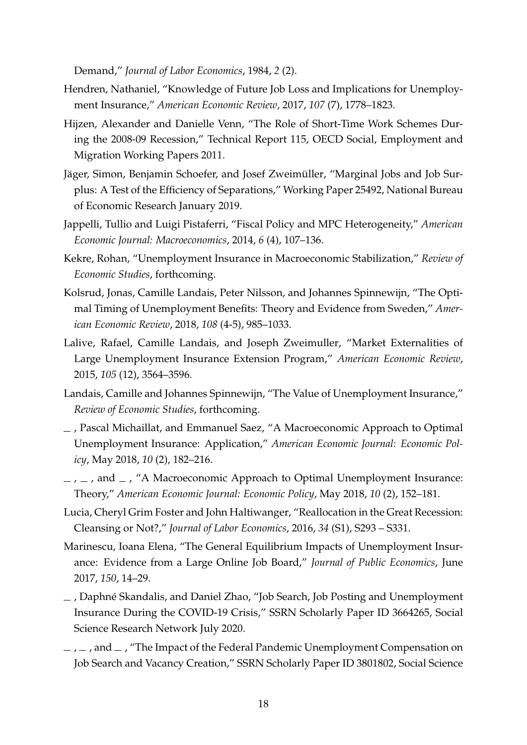Demand," *Journal of Labor Economics*, 1984, *2* (2).

Hendren, Nathaniel, "Knowledge of Future Job Loss and Implications for Unemployment Insurance," *American Economic Review*, 2017, *107* (7), 1778–1823.

Hijzen, Alexander and Danielle Venn, "The Role of Short-Time Work Schemes During the 2008-09 Recession," Technical Report 115, OECD Social, Employment and Migration Working Papers 2011.

Jäger, Simon, Benjamin Schoefer, and Josef Zweimüller, "Marginal Jobs and Job Surplus: A Test of the Efficiency of Separations," Working Paper 25492, National Bureau of Economic Research January 2019.

Jappelli, Tullio and Luigi Pistaferri, "Fiscal Policy and MPC Heterogeneity," *American Economic Journal: Macroeconomics*, 2014, *6* (4), 107–136.

Kekre, Rohan, "Unemployment Insurance in Macroeconomic Stabilization," *Review of Economic Studies*, forthcoming.

Kolsrud, Jonas, Camille Landais, Peter Nilsson, and Johannes Spinnewijn, "The Optimal Timing of Unemployment Benefits: Theory and Evidence from Sweden," *American Economic Review*, 2018, *108* (4-5), 985–1033.

Lalive, Rafael, Camille Landais, and Joseph Zweimuller, "Market Externalities of Large Unemployment Insurance Extension Program," *American Economic Review*, 2015, *105* (12), 3564–3596.

Landais, Camille and Johannes Spinnewijn, "The Value of Unemployment Insurance," *Review of Economic Studies*, forthcoming.

_ , Pascal Michaillat, and Emmanuel Saez, "A Macroeconomic Approach to Optimal Unemployment Insurance: Application," *American Economic Journal: Economic Policy*, May 2018, *10* (2), 182–216.

_ , _ , and _ , "A Macroeconomic Approach to Optimal Unemployment Insurance: Theory," *American Economic Journal: Economic Policy*, May 2018, *10* (2), 152–181.

Lucia, Cheryl Grim Foster and John Haltiwanger, "Reallocation in the Great Recession: Cleansing or Not?," *Journal of Labor Economics*, 2016, *34* (S1), S293 – S331.

Marinescu, Ioana Elena, "The General Equilibrium Impacts of Unemployment Insurance: Evidence from a Large Online Job Board," *Journal of Public Economics*, June 2017, *150*, 14–29.

_ , Daphné Skandalis, and Daniel Zhao, "Job Search, Job Posting and Unemployment Insurance During the COVID-19 Crisis," SSRN Scholarly Paper ID 3664265, Social Science Research Network July 2020.

_ , _ , and _ , "The Impact of the Federal Pandemic Unemployment Compensation on Job Search and Vacancy Creation," SSRN Scholarly Paper ID 3801802, Social Science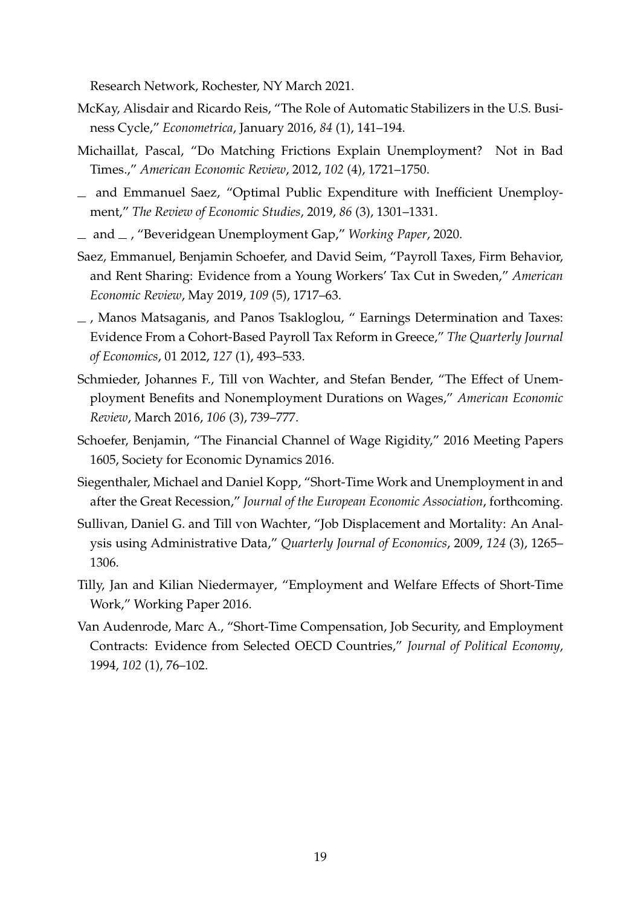Research Network, Rochester, NY March 2021.

McKay, Alisdair and Ricardo Reis, "The Role of Automatic Stabilizers in the U.S. Business Cycle," *Econometrica*, January 2016, *84* (1), 141–194.

Michaillat, Pascal, "Do Matching Frictions Explain Unemployment? Not in Bad Times.," *American Economic Review*, 2012, *102* (4), 1721–1750.

_ and Emmanuel Saez, "Optimal Public Expenditure with Inefficient Unemployment," *The Review of Economic Studies*, 2019, *86* (3), 1301–1331.

_ and _ , "Beveridgean Unemployment Gap," *Working Paper*, 2020.

Saez, Emmanuel, Benjamin Schoefer, and David Seim, "Payroll Taxes, Firm Behavior, and Rent Sharing: Evidence from a Young Workers' Tax Cut in Sweden," *American Economic Review*, May 2019, *109* (5), 1717–63.

_ , Manos Matsaganis, and Panos Tsakloglou, " Earnings Determination and Taxes: Evidence From a Cohort-Based Payroll Tax Reform in Greece," *The Quarterly Journal of Economics*, 01 2012, *127* (1), 493–533.

Schmieder, Johannes F., Till von Wachter, and Stefan Bender, "The Effect of Unemployment Benefits and Nonemployment Durations on Wages," *American Economic Review*, March 2016, *106* (3), 739–777.

Schoefer, Benjamin, "The Financial Channel of Wage Rigidity," 2016 Meeting Papers 1605, Society for Economic Dynamics 2016.

Siegenthaler, Michael and Daniel Kopp, "Short-Time Work and Unemployment in and after the Great Recession," *Journal of the European Economic Association*, forthcoming.

Sullivan, Daniel G. and Till von Wachter, "Job Displacement and Mortality: An Analysis using Administrative Data," *Quarterly Journal of Economics*, 2009, *124* (3), 1265–1306.

Tilly, Jan and Kilian Niedermayer, "Employment and Welfare Effects of Short-Time Work," Working Paper 2016.

Van Audenrode, Marc A., "Short-Time Compensation, Job Security, and Employment Contracts: Evidence from Selected OECD Countries," *Journal of Political Economy*, 1994, *102* (1), 76–102.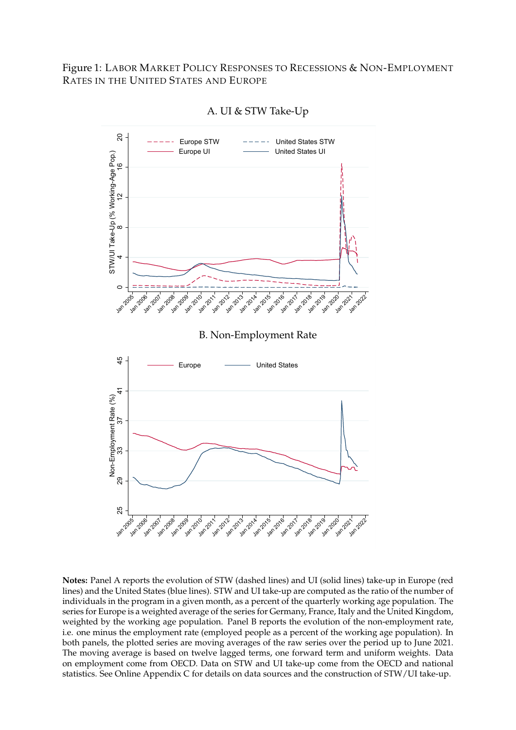Figure 1: Labor Market Policy Responses to Recessions & Non-Employment Rates in the United States and Europe

A. UI & STW Take-Up

B. Non-Employment Rate

**Notes:** Panel A reports the evolution of STW (dashed lines) and UI (solid lines) take-up in Europe (red lines) and the United States (blue lines). STW and UI take-up are computed as the ratio of the number of individuals in the program in a given month, as a percent of the quarterly working age population. The series for Europe is a weighted average of the series for Germany, France, Italy and the United Kingdom, weighted by the working age population. Panel B reports the evolution of the non-employment rate, i.e. one minus the employment rate (employed people as a percent of the working age population). In both panels, the plotted series are moving averages of the raw series over the period up to June 2021. The moving average is based on twelve lagged terms, one forward term and uniform weights. Data on employment come from OECD. Data on STW and UI take-up come from the OECD and national statistics. See Online Appendix C for details on data sources and the construction of STW/UI take-up.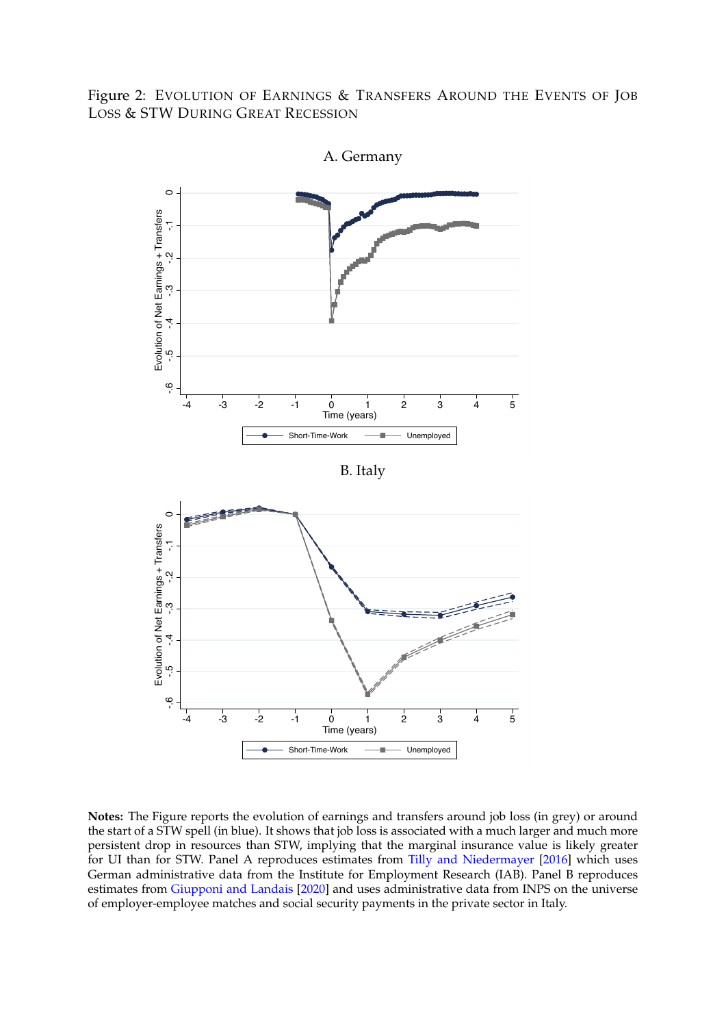Figure 2: EVOLUTION OF EARNINGS & TRANSFERS AROUND THE EVENTS OF JOB LOSS & STW DURING GREAT RECESSION

A. Germany

B. Italy

**Notes:** The Figure reports the evolution of earnings and transfers around job loss (in grey) or around the start of a STW spell (in blue). It shows that job loss is associated with a much larger and much more persistent drop in resources than STW, implying that the marginal insurance value is likely greater for UI than for STW. Panel A reproduces estimates from Tilly and Niedermayer [2016] which uses German administrative data from the Institute for Employment Research (IAB). Panel B reproduces estimates from Giupponi and Landais [2020] and uses administrative data from INPS on the universe of employer-employee matches and social security payments in the private sector in Italy.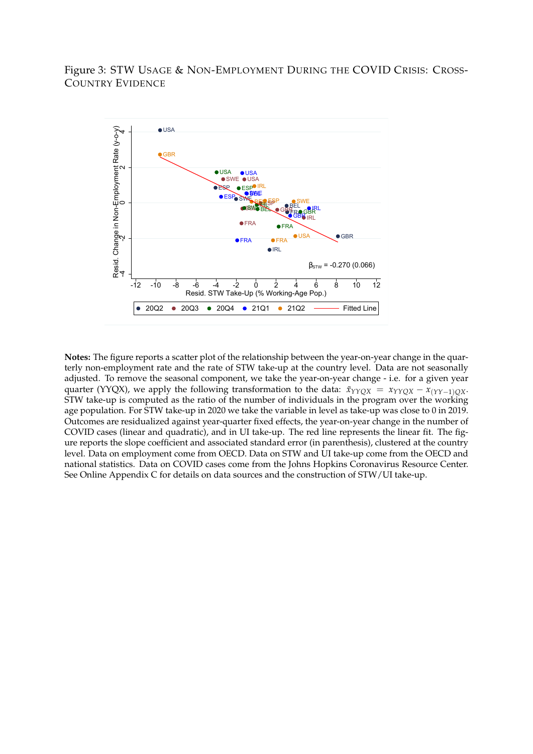Figure 3: STW USAGE & NON-EMPLOYMENT DURING THE COVID CRISIS: CROSS-COUNTRY EVIDENCE

**Notes:** The figure reports a scatter plot of the relationship between the year-on-year change in the quarterly non-employment rate and the rate of STW take-up at the country level. Data are not seasonally adjusted. To remove the seasonal component, we take the year-on-year change - i.e. for a given year quarter (YYQX), we apply the following transformation to the data: $\tilde{x}_{YYQX} = x_{YYQX} - x_{(YY-1)QX}$. STW take-up is computed as the ratio of the number of individuals in the program over the working age population. For STW take-up in 2020 we take the variable in level as take-up was close to 0 in 2019. Outcomes are residualized against year-quarter fixed effects, the year-on-year change in the number of COVID cases (linear and quadratic), and in UI take-up. The red line represents the linear fit. The figure reports the slope coefficient and associated standard error (in parenthesis), clustered at the country level. Data on employment come from OECD. Data on STW and UI take-up come from the OECD and national statistics. Data on COVID cases come from the Johns Hopkins Coronavirus Resource Center. See Online Appendix C for details on data sources and the construction of STW/UI take-up.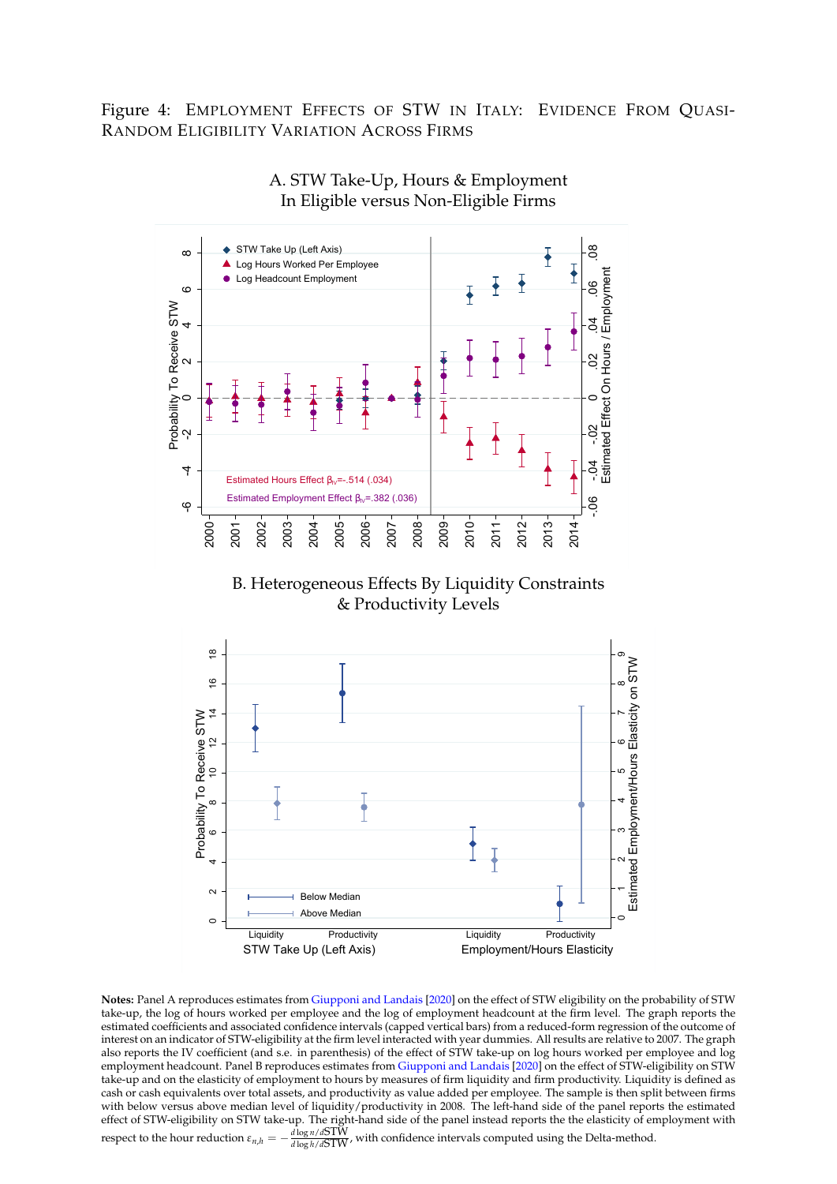Figure 4: EMPLOYMENT EFFECTS OF STW IN ITALY: EVIDENCE FROM QUASI-RANDOM ELIGIBILITY VARIATION ACROSS FIRMS

A. STW Take-Up, Hours & Employment In Eligible versus Non-Eligible Firms

Estimated Hours Effect $\beta_{iv}$=-.514 (.034)

Estimated Employment Effect $\beta_{iv}$=.382 (.036)

B. Heterogeneous Effects By Liquidity Constraints & Productivity Levels

**Notes:** Panel A reproduces estimates from Giupponi and Landais [2020] on the effect of STW eligibility on the probability of STW take-up, the log of hours worked per employee and the log of employment headcount at the firm level. The graph reports the estimated coefficients and associated confidence intervals (capped vertical bars) from a reduced-form regression of the outcome of interest on an indicator of STW-eligibility at the firm level interacted with year dummies. All results are relative to 2007. The graph also reports the IV coefficient (and s.e. in parenthesis) of the effect of STW take-up on log hours worked per employee and log employment headcount. Panel B reproduces estimates from Giupponi and Landais [2020] on the effect of STW-eligibility on STW take-up and on the elasticity of employment to hours by measures of firm liquidity and firm productivity. Liquidity is defined as cash or cash equivalents over total assets, and productivity as value added per employee. The sample is then split between firms with below versus above median level of liquidity/productivity in 2008. The left-hand side of the panel reports the estimated effect of STW-eligibility on STW take-up. The right-hand side of the panel instead reports the the elasticity of employment with respect to the hour reduction $\varepsilon_{n,h} = -\frac{d \log n / d\text{STW}}{d \log h / d\text{STW}}$, with confidence intervals computed using the Delta-method.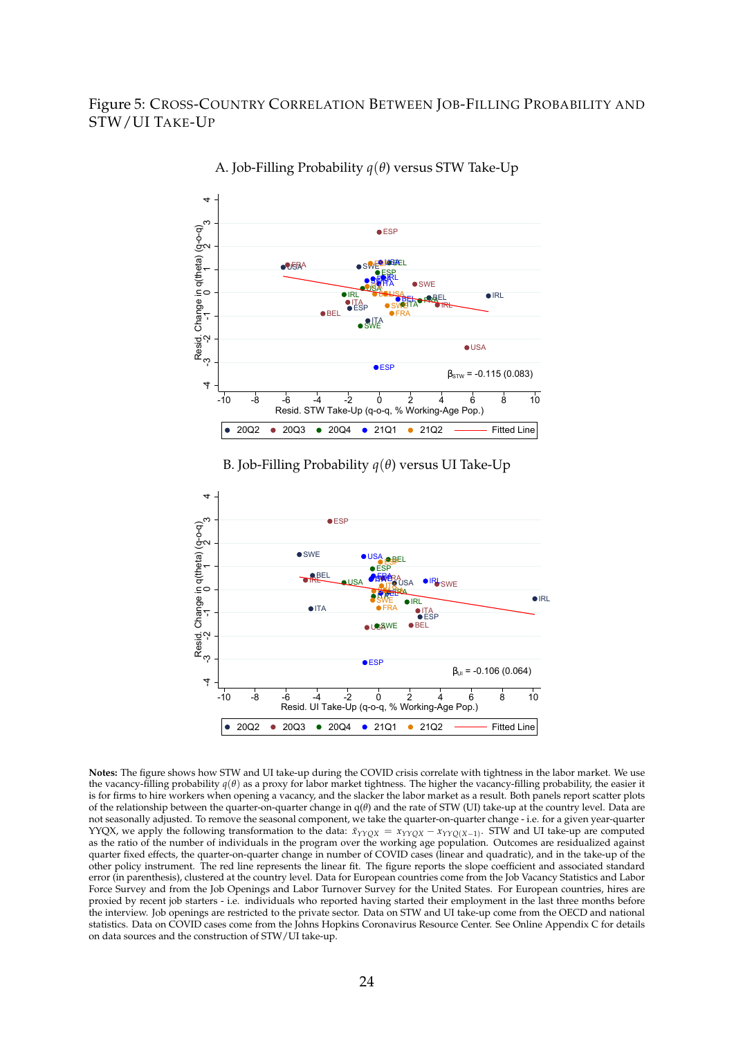Figure 5: CROSS-COUNTRY CORRELATION BETWEEN JOB-FILLING PROBABILITY AND STW/UI TAKE-UP

A. Job-Filling Probability $q(\theta)$ versus STW Take-Up

B. Job-Filling Probability $q(\theta)$ versus UI Take-Up

**Notes:** The figure shows how STW and UI take-up during the COVID crisis correlate with tightness in the labor market. We use the vacancy-filling probability $q(\theta)$ as a proxy for labor market tightness. The higher the vacancy-filling probability, the easier it is for firms to hire workers when opening a vacancy, and the slacker the labor market as a result. Both panels report scatter plots of the relationship between the quarter-on-quarter change in q($\theta$) and the rate of STW (UI) take-up at the country level. Data are not seasonally adjusted. To remove the seasonal component, we take the quarter-on-quarter change - i.e. for a given year-quarter YYQX, we apply the following transformation to the data: $\tilde{x}_{YYQX} = x_{YYQX} - x_{YYQ(X-1)}$. STW and UI take-up are computed as the ratio of the number of individuals in the program over the working age population. Outcomes are residualized against quarter fixed effects, the quarter-on-quarter change in number of COVID cases (linear and quadratic), and in the take-up of the other policy instrument. The red line represents the linear fit. The figure reports the slope coefficient and associated standard error (in parenthesis), clustered at the country level. Data for European countries come from the Job Vacancy Statistics and Labor Force Survey and from the Job Openings and Labor Turnover Survey for the United States. For European countries, hires are proxied by recent job starters - i.e. individuals who reported having started their employment in the last three months before the interview. Job openings are restricted to the private sector. Data on STW and UI take-up come from the OECD and national statistics. Data on COVID cases come from the Johns Hopkins Coronavirus Resource Center. See Online Appendix C for details on data sources and the construction of STW/UI take-up.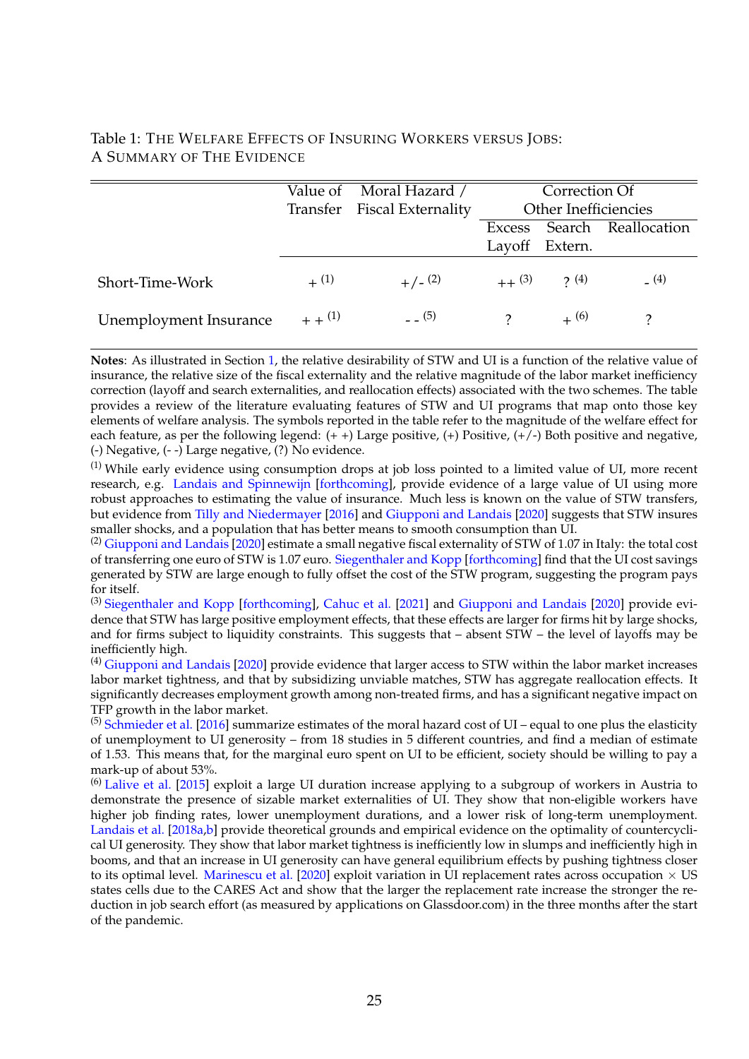Table 1: THE WELFARE EFFECTS OF INSURING WORKERS VERSUS JOBS: A SUMMARY OF THE EVIDENCE

| | Value of Transfer | Moral Hazard / Fiscal Externality | Correction Of Other Inefficiencies | | |
|---|---|---|---|---|---|
| | | | Excess Layoff | Search Extern. | Reallocation |
| Short-Time-Work | + [(1)] | +/- [(2)] | ++ [(3)] | ? [(4)] | - [(4)] |
| Unemployment Insurance | + + [(1)] | - - [(5)] | ? | + [(6)] | ? |

**Notes**: As illustrated in Section 1, the relative desirability of STW and UI is a function of the relative value of insurance, the relative size of the fiscal externality and the relative magnitude of the labor market inefficiency correction (layoff and search externalities, and reallocation effects) associated with the two schemes. The table provides a review of the literature evaluating features of STW and UI programs that map onto those key elements of welfare analysis. The symbols reported in the table refer to the magnitude of the welfare effect for each feature, as per the following legend: (+ +) Large positive, (+) Positive, (+/-) Both positive and negative, (-) Negative, (- -) Large negative, (?) No evidence.

[(1)] While early evidence using consumption drops at job loss pointed to a limited value of UI, more recent research, e.g. Landais and Spinnewijn [forthcoming], provide evidence of a large value of UI using more robust approaches to estimating the value of insurance. Much less is known on the value of STW transfers, but evidence from Tilly and Niedermayer [2016] and Giupponi and Landais [2020] suggests that STW insures smaller shocks, and a population that has better means to smooth consumption than UI.

[(2)] Giupponi and Landais [2020] estimate a small negative fiscal externality of STW of 1.07 in Italy: the total cost of transferring one euro of STW is 1.07 euro. Siegenthaler and Kopp [forthcoming] find that the UI cost savings generated by STW are large enough to fully offset the cost of the STW program, suggesting the program pays for itself.

[(3)] Siegenthaler and Kopp [forthcoming], Cahuc et al. [2021] and Giupponi and Landais [2020] provide evidence that STW has large positive employment effects, that these effects are larger for firms hit by large shocks, and for firms subject to liquidity constraints. This suggests that – absent STW – the level of layoffs may be inefficiently high.

[(4)] Giupponi and Landais [2020] provide evidence that larger access to STW within the labor market increases labor market tightness, and that by subsidizing unviable matches, STW has aggregate reallocation effects. It significantly decreases employment growth among non-treated firms, and has a significant negative impact on TFP growth in the labor market.

[(5)] Schmieder et al. [2016] summarize estimates of the moral hazard cost of UI – equal to one plus the elasticity of unemployment to UI generosity – from 18 studies in 5 different countries, and find a median of estimate of 1.53. This means that, for the marginal euro spent on UI to be efficient, society should be willing to pay a mark-up of about 53%.

[(6)] Lalive et al. [2015] exploit a large UI duration increase applying to a subgroup of workers in Austria to demonstrate the presence of sizable market externalities of UI. They show that non-eligible workers have higher job finding rates, lower unemployment durations, and a lower risk of long-term unemployment. Landais et al. [2018a,b] provide theoretical grounds and empirical evidence on the optimality of countercyclical UI generosity. They show that labor market tightness is inefficiently low in slumps and inefficiently high in booms, and that an increase in UI generosity can have general equilibrium effects by pushing tightness closer to its optimal level. Marinescu et al. [2020] exploit variation in UI replacement rates across occupation $\times$ US states cells due to the CARES Act and show that the larger the replacement rate increase the stronger the reduction in job search effort (as measured by applications on Glassdoor.com) in the three months after the start of the pandemic.